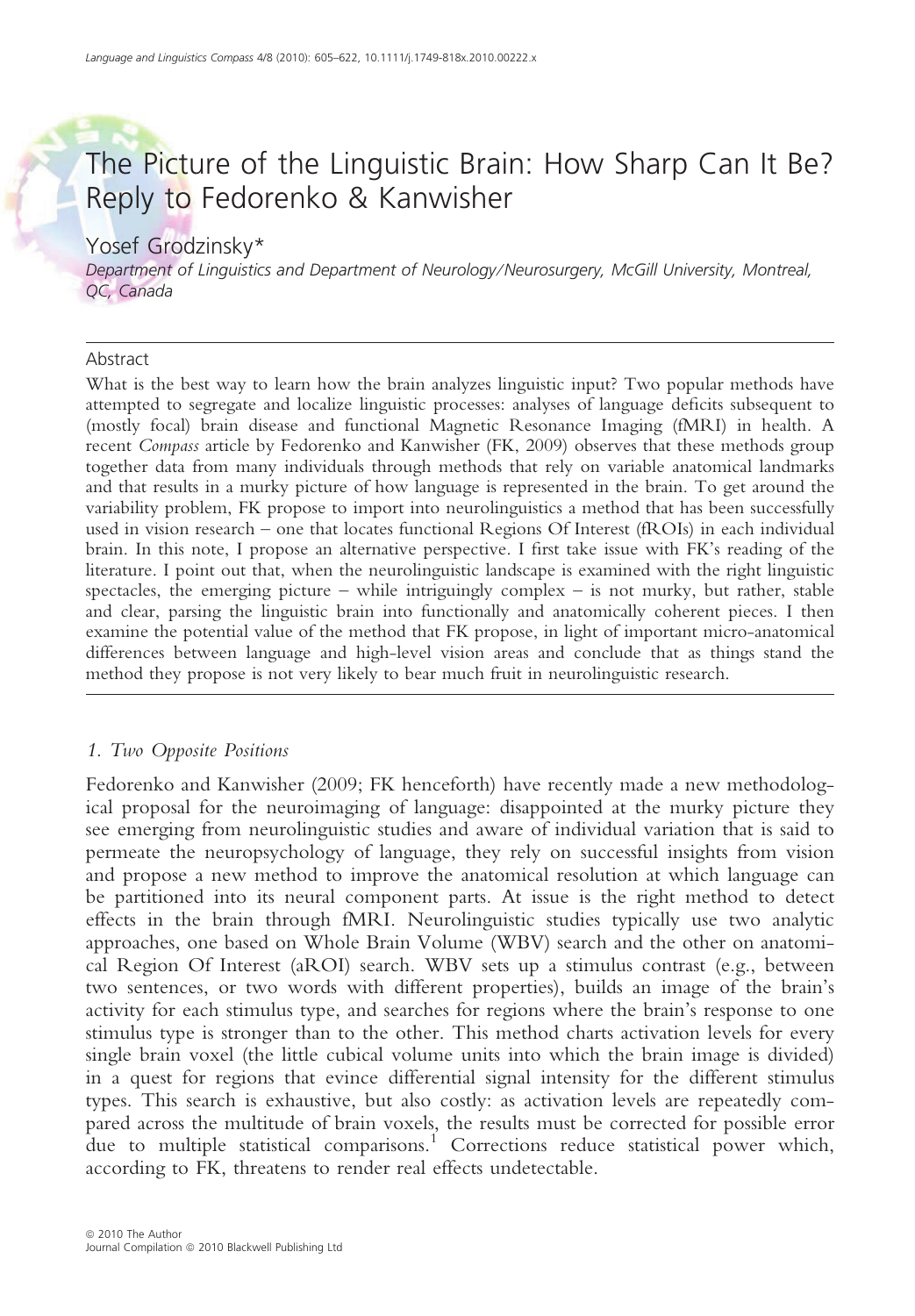# The Picture of the Linguistic Brain: How Sharp Can It Be? Reply to Fedorenko & Kanwisher

Yosef Grodzinsky*

*Department of Linguistics and Department of Neurology/Neurosurgery, McGill University, Montreal, QC, Canada*

## Abstract

What is the best way to learn how the brain analyzes linguistic input? Two popular methods have attempted to segregate and localize linguistic processes: analyses of language deficits subsequent to (mostly focal) brain disease and functional Magnetic Resonance Imaging (fMRI) in health. A recent *Compass* article by Fedorenko and Kanwisher (FK, 2009) observes that these methods group together data from many individuals through methods that rely on variable anatomical landmarks and that results in a murky picture of how language is represented in the brain. To get around the variability problem, FK propose to import into neurolinguistics a method that has been successfully used in vision research – one that locates functional Regions Of Interest (fROIs) in each individual brain. In this note, I propose an alternative perspective. I first take issue with FK's reading of the literature. I point out that, when the neurolinguistic landscape is examined with the right linguistic spectacles, the emerging picture – while intriguingly complex – is not murky, but rather, stable and clear, parsing the linguistic brain into functionally and anatomically coherent pieces. I then examine the potential value of the method that FK propose, in light of important micro-anatomical differences between language and high-level vision areas and conclude that as things stand the method they propose is not very likely to bear much fruit in neurolinguistic research.

## *1. Two Opposite Positions*

Fedorenko and Kanwisher (2009; FK henceforth) have recently made a new methodological proposal for the neuroimaging of language: disappointed at the murky picture they see emerging from neurolinguistic studies and aware of individual variation that is said to permeate the neuropsychology of language, they rely on successful insights from vision and propose a new method to improve the anatomical resolution at which language can be partitioned into its neural component parts. At issue is the right method to detect effects in the brain through fMRI. Neurolinguistic studies typically use two analytic approaches, one based on Whole Brain Volume (WBV) search and the other on anatomical Region Of Interest (aROI) search. WBV sets up a stimulus contrast (e.g., between two sentences, or two words with different properties), builds an image of the brain's activity for each stimulus type, and searches for regions where the brain's response to one stimulus type is stronger than to the other. This method charts activation levels for every single brain voxel (the little cubical volume units into which the brain image is divided) in a quest for regions that evince differential signal intensity for the different stimulus types. This search is exhaustive, but also costly: as activation levels are repeatedly compared across the multitude of brain voxels, the results must be corrected for possible error due to multiple statistical comparisons.[1] Corrections reduce statistical power which, according to FK, threatens to render real effects undetectable.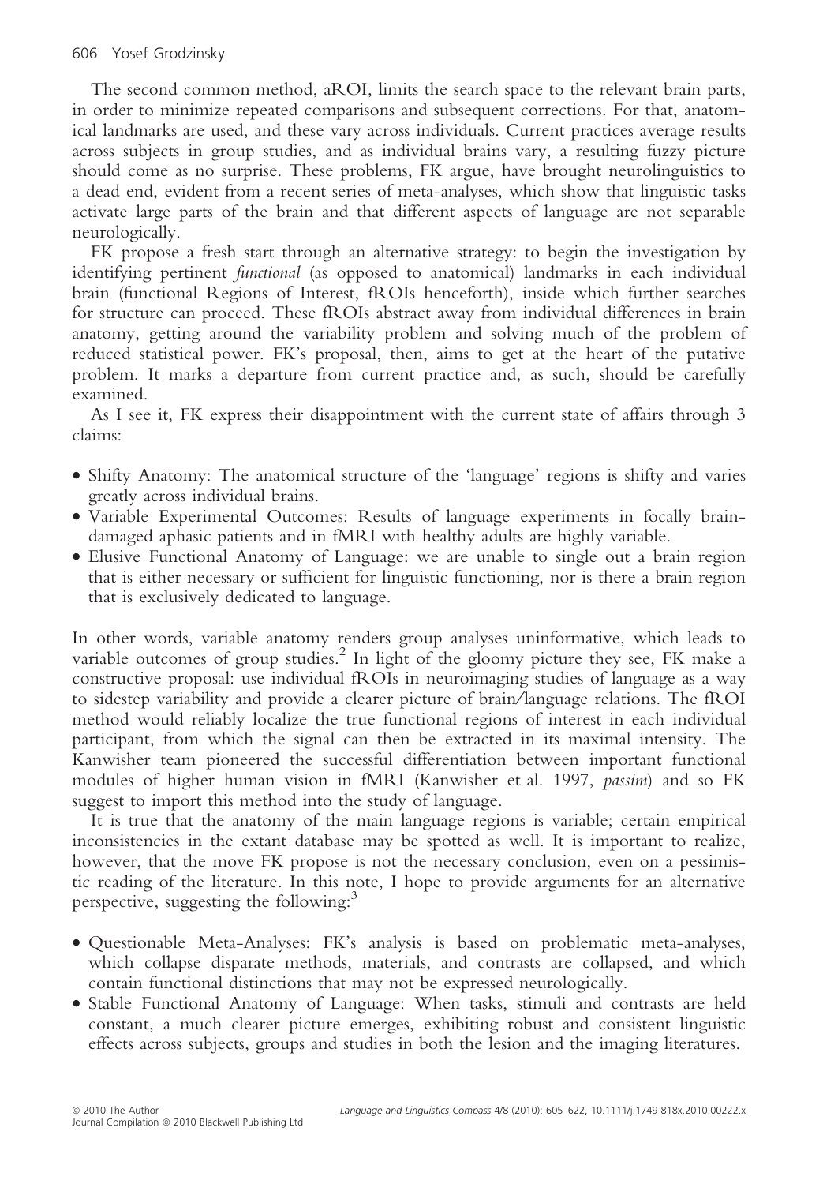The second common method, aROI, limits the search space to the relevant brain parts, in order to minimize repeated comparisons and subsequent corrections. For that, anatomical landmarks are used, and these vary across individuals. Current practices average results across subjects in group studies, and as individual brains vary, a resulting fuzzy picture should come as no surprise. These problems, FK argue, have brought neurolinguistics to a dead end, evident from a recent series of meta-analyses, which show that linguistic tasks activate large parts of the brain and that different aspects of language are not separable neurologically.

FK propose a fresh start through an alternative strategy: to begin the investigation by identifying pertinent *functional* (as opposed to anatomical) landmarks in each individual brain (functional Regions of Interest, fROIs henceforth), inside which further searches for structure can proceed. These fROIs abstract away from individual differences in brain anatomy, getting around the variability problem and solving much of the problem of reduced statistical power. FK's proposal, then, aims to get at the heart of the putative problem. It marks a departure from current practice and, as such, should be carefully examined.

As I see it, FK express their disappointment with the current state of affairs through 3 claims:

- Shifty Anatomy: The anatomical structure of the 'language' regions is shifty and varies greatly across individual brains.
- Variable Experimental Outcomes: Results of language experiments in focally brain-damaged aphasic patients and in fMRI with healthy adults are highly variable.
- Elusive Functional Anatomy of Language: we are unable to single out a brain region that is either necessary or sufficient for linguistic functioning, nor is there a brain region that is exclusively dedicated to language.

In other words, variable anatomy renders group analyses uninformative, which leads to variable outcomes of group studies.[2] In light of the gloomy picture they see, FK make a constructive proposal: use individual fROIs in neuroimaging studies of language as a way to sidestep variability and provide a clearer picture of brain/language relations. The fROI method would reliably localize the true functional regions of interest in each individual participant, from which the signal can then be extracted in its maximal intensity. The Kanwisher team pioneered the successful differentiation between important functional modules of higher human vision in fMRI (Kanwisher et al. 1997, *passim*) and so FK suggest to import this method into the study of language.

It is true that the anatomy of the main language regions is variable; certain empirical inconsistencies in the extant database may be spotted as well. It is important to realize, however, that the move FK propose is not the necessary conclusion, even on a pessimistic reading of the literature. In this note, I hope to provide arguments for an alternative perspective, suggesting the following:[3]

- Questionable Meta-Analyses: FK's analysis is based on problematic meta-analyses, which collapse disparate methods, materials, and contrasts are collapsed, and which contain functional distinctions that may not be expressed neurologically.
- Stable Functional Anatomy of Language: When tasks, stimuli and contrasts are held constant, a much clearer picture emerges, exhibiting robust and consistent linguistic effects across subjects, groups and studies in both the lesion and the imaging literatures.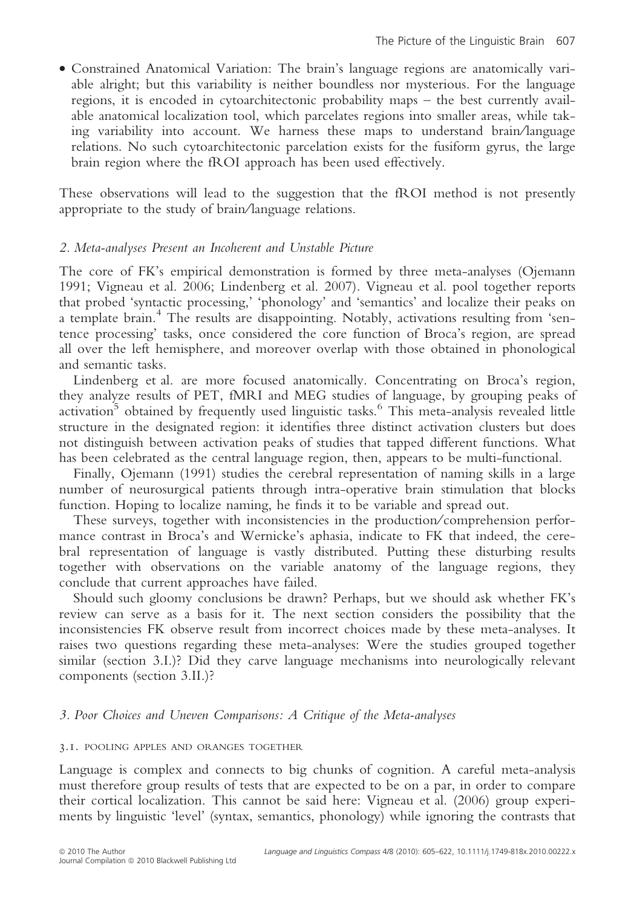- Constrained Anatomical Variation: The brain's language regions are anatomically variable alright; but this variability is neither boundless nor mysterious. For the language regions, it is encoded in cytoarchitectonic probability maps – the best currently available anatomical localization tool, which parcelates regions into smaller areas, while taking variability into account. We harness these maps to understand brain/language relations. No such cytoarchitectonic parcelation exists for the fusiform gyrus, the large brain region where the fROI approach has been used effectively.

These observations will lead to the suggestion that the fROI method is not presently appropriate to the study of brain/language relations.

## *2. Meta-analyses Present an Incoherent and Unstable Picture*

The core of FK's empirical demonstration is formed by three meta-analyses (Ojemann 1991; Vigneau et al. 2006; Lindenberg et al. 2007). Vigneau et al. pool together reports that probed 'syntactic processing,' 'phonology' and 'semantics' and localize their peaks on a template brain.[4] The results are disappointing. Notably, activations resulting from 'sentence processing' tasks, once considered the core function of Broca's region, are spread all over the left hemisphere, and moreover overlap with those obtained in phonological and semantic tasks.

Lindenberg et al. are more focused anatomically. Concentrating on Broca's region, they analyze results of PET, fMRI and MEG studies of language, by grouping peaks of activation[5] obtained by frequently used linguistic tasks.[6] This meta-analysis revealed little structure in the designated region: it identifies three distinct activation clusters but does not distinguish between activation peaks of studies that tapped different functions. What has been celebrated as the central language region, then, appears to be multi-functional.

Finally, Ojemann (1991) studies the cerebral representation of naming skills in a large number of neurosurgical patients through intra-operative brain stimulation that blocks function. Hoping to localize naming, he finds it to be variable and spread out.

These surveys, together with inconsistencies in the production/comprehension performance contrast in Broca's and Wernicke's aphasia, indicate to FK that indeed, the cerebral representation of language is vastly distributed. Putting these disturbing results together with observations on the variable anatomy of the language regions, they conclude that current approaches have failed.

Should such gloomy conclusions be drawn? Perhaps, but we should ask whether FK's review can serve as a basis for it. The next section considers the possibility that the inconsistencies FK observe result from incorrect choices made by these meta-analyses. It raises two questions regarding these meta-analyses: Were the studies grouped together similar (section 3.I.)? Did they carve language mechanisms into neurologically relevant components (section 3.II.)?

## *3. Poor Choices and Uneven Comparisons: A Critique of the Meta-analyses*

### 3.1. POOLING APPLES AND ORANGES TOGETHER

Language is complex and connects to big chunks of cognition. A careful meta-analysis must therefore group results of tests that are expected to be on a par, in order to compare their cortical localization. This cannot be said here: Vigneau et al. (2006) group experiments by linguistic 'level' (syntax, semantics, phonology) while ignoring the contrasts that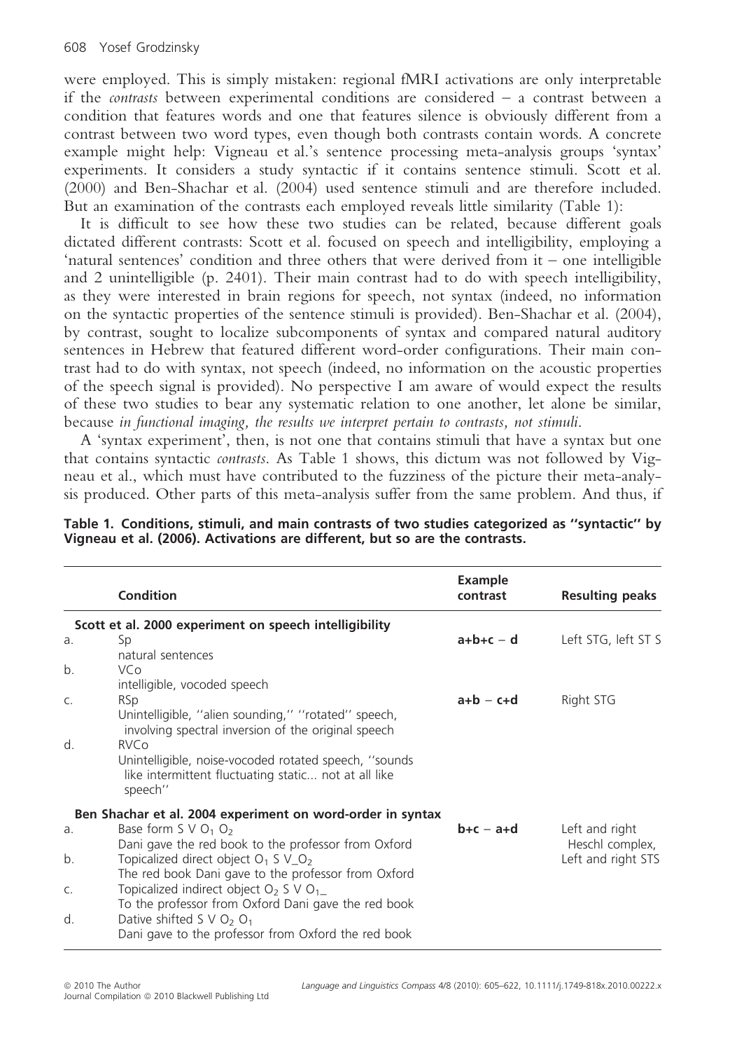were employed. This is simply mistaken: regional fMRI activations are only interpretable if the *contrasts* between experimental conditions are considered – a contrast between a condition that features words and one that features silence is obviously different from a contrast between two word types, even though both contrasts contain words. A concrete example might help: Vigneau et al.'s sentence processing meta-analysis groups 'syntax' experiments. It considers a study syntactic if it contains sentence stimuli. Scott et al. (2000) and Ben-Shachar et al. (2004) used sentence stimuli and are therefore included. But an examination of the contrasts each employed reveals little similarity (Table 1):

It is difficult to see how these two studies can be related, because different goals dictated different contrasts: Scott et al. focused on speech and intelligibility, employing a 'natural sentences' condition and three others that were derived from it – one intelligible and 2 unintelligible (p. 2401). Their main contrast had to do with speech intelligibility, as they were interested in brain regions for speech, not syntax (indeed, no information on the syntactic properties of the sentence stimuli is provided). Ben-Shachar et al. (2004), by contrast, sought to localize subcomponents of syntax and compared natural auditory sentences in Hebrew that featured different word-order configurations. Their main contrast had to do with syntax, not speech (indeed, no information on the acoustic properties of the speech signal is provided). No perspective I am aware of would expect the results of these two studies to bear any systematic relation to one another, let alone be similar, because *in functional imaging, the results we interpret pertain to contrasts, not stimuli*.

A 'syntax experiment', then, is not one that contains stimuli that have a syntax but one that contains syntactic *contrasts*. As Table 1 shows, this dictum was not followed by Vigneau et al., which must have contributed to the fuzziness of the picture their meta-analysis produced. Other parts of this meta-analysis suffer from the same problem. And thus, if

**Table 1. Conditions, stimuli, and main contrasts of two studies categorized as ''syntactic'' by Vigneau et al. (2006). Activations are different, but so are the contrasts.**

| | Condition | Example contrast | Resulting peaks |
|---|---|---|---|
| | **Scott et al. 2000 experiment on speech intelligibility** | | |
| a. | Sp<br>natural sentences | **a+b+c – d** | Left STG, left ST S |
| b. | VCo<br>intelligible, vocoded speech | | |
| c. | RSp<br>Unintelligible, ''alien sounding,'' ''rotated'' speech, involving spectral inversion of the original speech | **a+b – c+d** | Right STG |
| d. | RVCo<br>Unintelligible, noise-vocoded rotated speech, ''sounds like intermittent fluctuating static... not at all like speech'' | | |
| | **Ben Shachar et al. 2004 experiment on word-order in syntax** | | |
| a. | Base form S V $O_1$ $O_2$<br>Dani gave the red book to the professor from Oxford | **b+c – a+d** | Left and right Heschl complex, Left and right STS |
| b. | Topicalized direct object $O_1$ S V_$O_2$<br>The red book Dani gave to the professor from Oxford | | |
| c. | Topicalized indirect object $O_2$ S V $O_{1}$_<br>To the professor from Oxford Dani gave the red book | | |
| d. | Dative shifted S V $O_2$ $O_1$<br>Dani gave to the professor from Oxford the red book | | |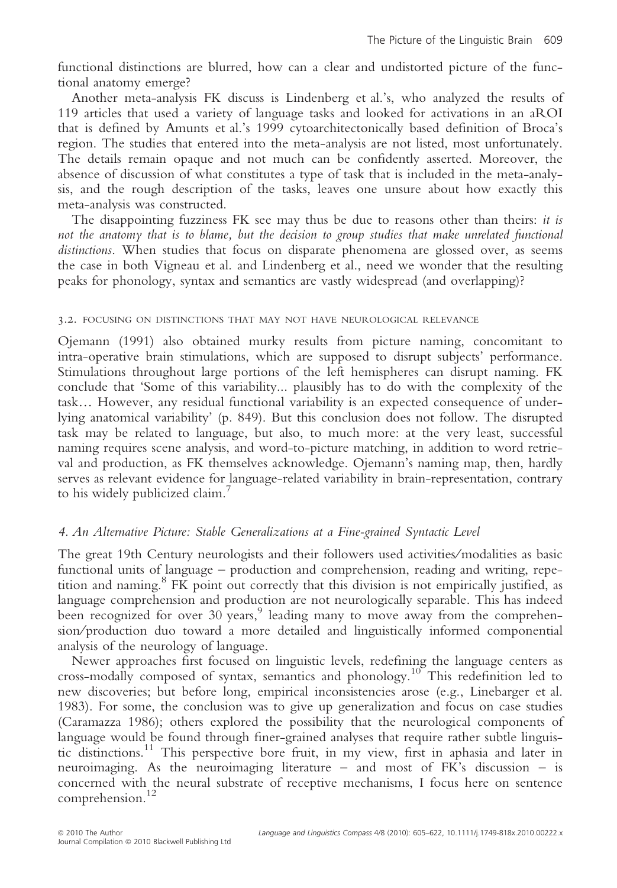functional distinctions are blurred, how can a clear and undistorted picture of the functional anatomy emerge?

Another meta-analysis FK discuss is Lindenberg et al.'s, who analyzed the results of 119 articles that used a variety of language tasks and looked for activations in an aROI that is defined by Amunts et al.'s 1999 cytoarchitectonically based definition of Broca's region. The studies that entered into the meta-analysis are not listed, most unfortunately. The details remain opaque and not much can be confidently asserted. Moreover, the absence of discussion of what constitutes a type of task that is included in the meta-analysis, and the rough description of the tasks, leaves one unsure about how exactly this meta-analysis was constructed.

The disappointing fuzziness FK see may thus be due to reasons other than theirs: *it is not the anatomy that is to blame, but the decision to group studies that make unrelated functional distinctions*. When studies that focus on disparate phenomena are glossed over, as seems the case in both Vigneau et al. and Lindenberg et al., need we wonder that the resulting peaks for phonology, syntax and semantics are vastly widespread (and overlapping)?

### 3.2. Focusing on distinctions that may not have neurological relevance

Ojemann (1991) also obtained murky results from picture naming, concomitant to intra-operative brain stimulations, which are supposed to disrupt subjects' performance. Stimulations throughout large portions of the left hemispheres can disrupt naming. FK conclude that 'Some of this variability... plausibly has to do with the complexity of the task… However, any residual functional variability is an expected consequence of underlying anatomical variability' (p. 849). But this conclusion does not follow. The disrupted task may be related to language, but also, to much more: at the very least, successful naming requires scene analysis, and word-to-picture matching, in addition to word retrieval and production, as FK themselves acknowledge. Ojemann's naming map, then, hardly serves as relevant evidence for language-related variability in brain-representation, contrary to his widely publicized claim.[7]

## 4. An Alternative Picture: Stable Generalizations at a Fine-grained Syntactic Level

The great 19th Century neurologists and their followers used activities/modalities as basic functional units of language – production and comprehension, reading and writing, repetition and naming.[8] FK point out correctly that this division is not empirically justified, as language comprehension and production are not neurologically separable. This has indeed been recognized for over 30 years,[9] leading many to move away from the comprehension/production duo toward a more detailed and linguistically informed componential analysis of the neurology of language.

Newer approaches first focused on linguistic levels, redefining the language centers as cross-modally composed of syntax, semantics and phonology.[10] This redefinition led to new discoveries; but before long, empirical inconsistencies arose (e.g., Linebarger et al. 1983). For some, the conclusion was to give up generalization and focus on case studies (Caramazza 1986); others explored the possibility that the neurological components of language would be found through finer-grained analyses that require rather subtle linguistic distinctions.[11] This perspective bore fruit, in my view, first in aphasia and later in neuroimaging. As the neuroimaging literature – and most of FK's discussion – is concerned with the neural substrate of receptive mechanisms, I focus here on sentence comprehension.[12]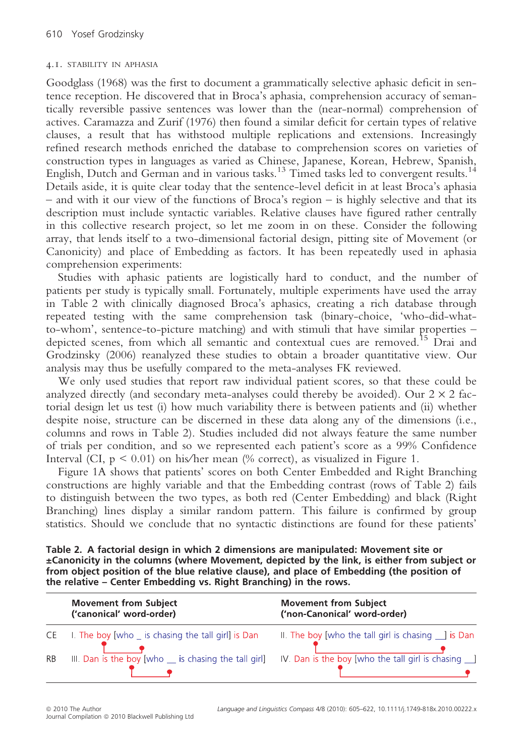### 4.1. Stability in Aphasia

Goodglass (1968) was the first to document a grammatically selective aphasic deficit in sentence reception. He discovered that in Broca's aphasia, comprehension accuracy of semantically reversible passive sentences was lower than the (near-normal) comprehension of actives. Caramazza and Zurif (1976) then found a similar deficit for certain types of relative clauses, a result that has withstood multiple replications and extensions. Increasingly refined research methods enriched the database to comprehension scores on varieties of construction types in languages as varied as Chinese, Japanese, Korean, Hebrew, Spanish, English, Dutch and German and in various tasks.[13] Timed tasks led to convergent results.[14] Details aside, it is quite clear today that the sentence-level deficit in at least Broca's aphasia – and with it our view of the functions of Broca's region – is highly selective and that its description must include syntactic variables. Relative clauses have figured rather centrally in this collective research project, so let me zoom in on these. Consider the following array, that lends itself to a two-dimensional factorial design, pitting site of Movement (or Canonicity) and place of Embedding as factors. It has been repeatedly used in aphasia comprehension experiments:

Studies with aphasic patients are logistically hard to conduct, and the number of patients per study is typically small. Fortunately, multiple experiments have used the array in Table 2 with clinically diagnosed Broca's aphasics, creating a rich database through repeated testing with the same comprehension task (binary-choice, 'who-did-what-to-whom', sentence-to-picture matching) and with stimuli that have similar properties – depicted scenes, from which all semantic and contextual cues are removed.[15] Drai and Grodzinsky (2006) reanalyzed these studies to obtain a broader quantitative view. Our analysis may thus be usefully compared to the meta-analyses FK reviewed.

We only used studies that report raw individual patient scores, so that these could be analyzed directly (and secondary meta-analyses could thereby be avoided). Our $2 \times 2$ factorial design let us test (i) how much variability there is between patients and (ii) whether despite noise, structure can be discerned in these data along any of the dimensions (i.e., columns and rows in Table 2). Studies included did not always feature the same number of trials per condition, and so we represented each patient's score as a 99% Confidence Interval (CI, $p < 0.01$) on his/her mean (% correct), as visualized in Figure 1.

Figure 1A shows that patients' scores on both Center Embedded and Right Branching constructions are highly variable and that the Embedding contrast (rows of Table 2) fails to distinguish between the two types, as both red (Center Embedding) and black (Right Branching) lines display a similar random pattern. This failure is confirmed by group statistics. Should we conclude that no syntactic distinctions are found for these patients'

**Table 2. A factorial design in which 2 dimensions are manipulated: Movement site or ±Canonicity in the columns (where Movement, depicted by the link, is either from subject or from object position of the blue relative clause), and place of Embedding (the position of the relative – Center Embedding vs. Right Branching) in the rows.**

| | Movement from Subject ('canonical' word-order) | Movement from Subject ('non-Canonical' word-order) |
|---|---|---|
| CE | I. The boy [who _ is chasing the tall girl] is Dan | II. The boy [who the tall girl is chasing __] is Dan |
| RB | III. Dan is the boy [who __ is chasing the tall girl] | IV. Dan is the boy [who the tall girl is chasing __] |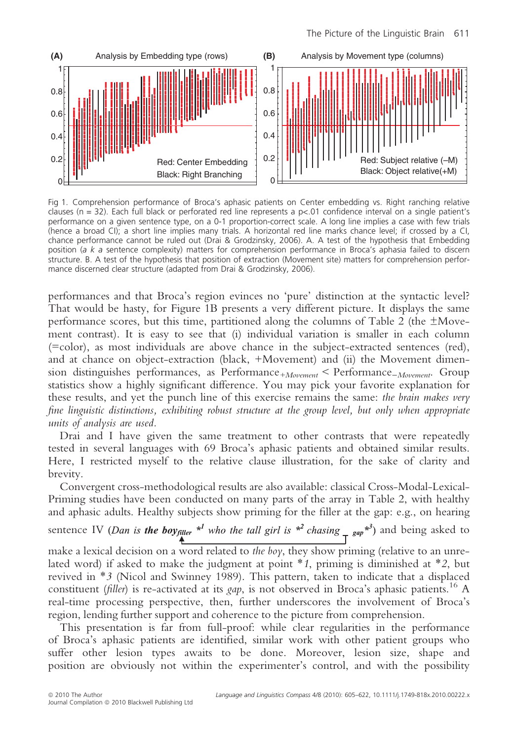Fig 1. Comprehension performance of Broca's aphasic patients on Center embedding vs. Right ranching relative clauses (n = 32). Each full black or perforated red line represents a p<.01 confidence interval on a single patient's performance on a given sentence type, on a 0-1 proportion-correct scale. A long line implies a case with few trials (hence a broad CI); a short line implies many trials. A horizontal red line marks chance level; if crossed by a CI, chance performance cannot be ruled out (Drai & Grodzinsky, 2006). A. A test of the hypothesis that Embedding position (*a k a* sentence complexity) matters for comprehension performance in Broca's aphasia failed to discern structure. B. A test of the hypothesis that position of extraction (Movement site) matters for comprehension performance discerned clear structure (adapted from Drai & Grodzinsky, 2006).

performances and that Broca's region evinces no 'pure' distinction at the syntactic level? That would be hasty, for Figure 1B presents a very different picture. It displays the same performance scores, but this time, partitioned along the columns of Table 2 (the ±Movement contrast). It is easy to see that (i) individual variation is smaller in each column (=color), as most individuals are above chance in the subject-extracted sentences (red), and at chance on object-extraction (black, +Movement) and (ii) the Movement dimension distinguishes performances, as $\text{Performance}_{+Movement} < \text{Performance}_{-Movement}$. Group statistics show a highly significant difference. You may pick your favorite explanation for these results, and yet the punch line of this exercise remains the same: *the brain makes very fine linguistic distinctions, exhibiting robust structure at the group level, but only when appropriate units of analysis are used.*

Drai and I have given the same treatment to other contrasts that were repeatedly tested in several languages with 69 Broca's aphasic patients and obtained similar results. Here, I restricted myself to the relative clause illustration, for the sake of clarity and brevity.

Convergent cross-methodological results are also available: classical Cross-Modal-Lexical-Priming studies have been conducted on many parts of the array in Table 2, with healthy and aphasic adults. Healthy subjects show priming for the filler at the gap: e.g., on hearing sentence IV (*Dan is* ***the boy***$_{filler}$ *\*[1] who the tall girl is \*[2] chasing \_* $_{gap}$*\*[3]*) and being asked to make a lexical decision on a word related to *the boy*, they show priming (relative to an unrelated word) if asked to make the judgment at point *\*1*, priming is diminished at *\*2*, but revived in *\*3* (Nicol and Swinney 1989). This pattern, taken to indicate that a displaced constituent (*filler*) is re-activated at its *gap*, is not observed in Broca's aphasic patients.[16] A real-time processing perspective, then, further underscores the involvement of Broca's region, lending further support and coherence to the picture from comprehension.

This presentation is far from full-proof: while clear regularities in the performance of Broca's aphasic patients are identified, similar work with other patient groups who suffer other lesion types awaits to be done. Moreover, lesion size, shape and position are obviously not within the experimenter's control, and with the possibility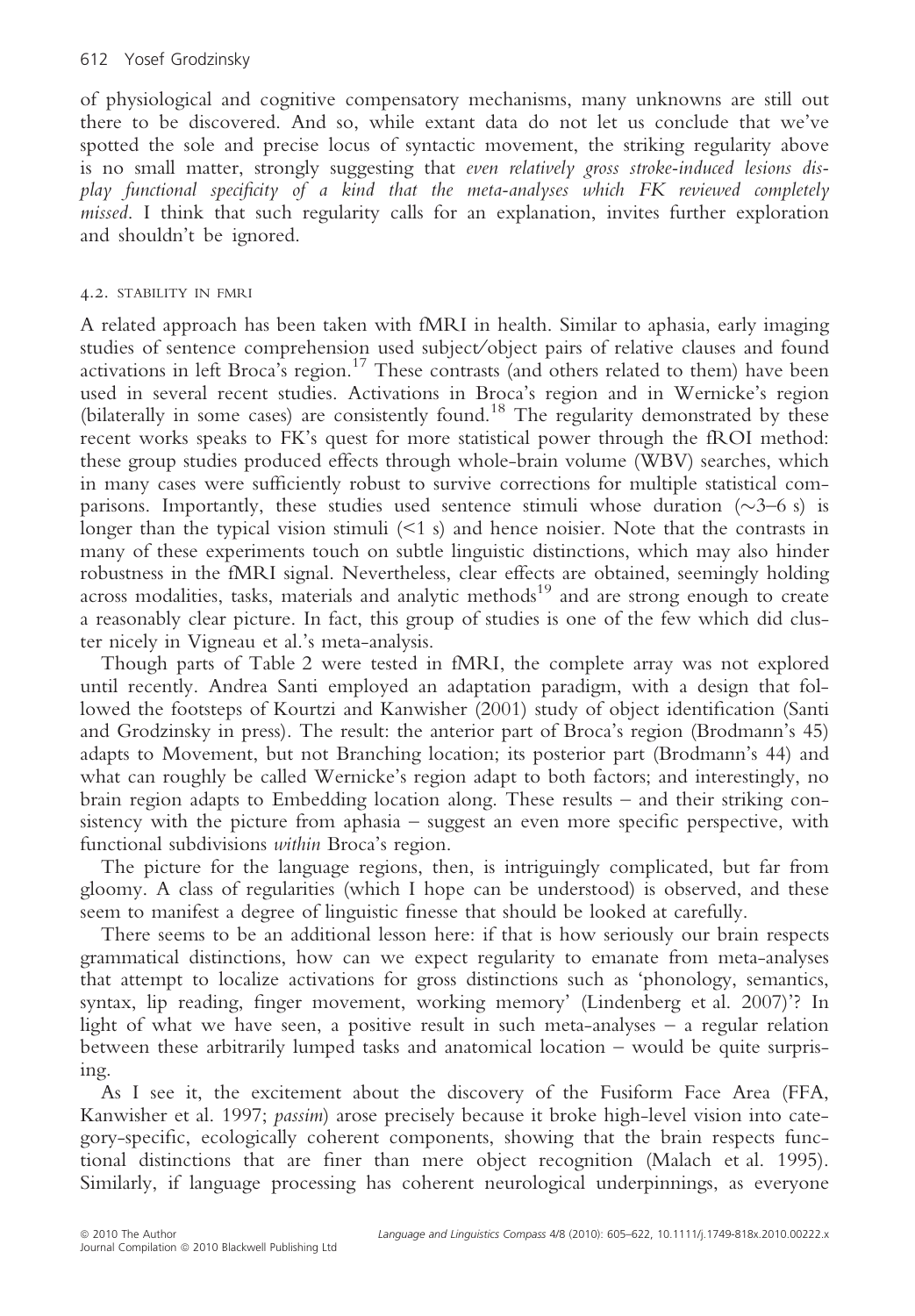of physiological and cognitive compensatory mechanisms, many unknowns are still out there to be discovered. And so, while extant data do not let us conclude that we've spotted the sole and precise locus of syntactic movement, the striking regularity above is no small matter, strongly suggesting that *even relatively gross stroke-induced lesions display functional specificity of a kind that the meta-analyses which FK reviewed completely missed*. I think that such regularity calls for an explanation, invites further exploration and shouldn't be ignored.

### 4.2. STABILITY IN FMRI

A related approach has been taken with fMRI in health. Similar to aphasia, early imaging studies of sentence comprehension used subject/object pairs of relative clauses and found activations in left Broca's region.[17] These contrasts (and others related to them) have been used in several recent studies. Activations in Broca's region and in Wernicke's region (bilaterally in some cases) are consistently found.[18] The regularity demonstrated by these recent works speaks to FK's quest for more statistical power through the fROI method: these group studies produced effects through whole-brain volume (WBV) searches, which in many cases were sufficiently robust to survive corrections for multiple statistical comparisons. Importantly, these studies used sentence stimuli whose duration (~3–6 s) is longer than the typical vision stimuli (<1 s) and hence noisier. Note that the contrasts in many of these experiments touch on subtle linguistic distinctions, which may also hinder robustness in the fMRI signal. Nevertheless, clear effects are obtained, seemingly holding across modalities, tasks, materials and analytic methods[19] and are strong enough to create a reasonably clear picture. In fact, this group of studies is one of the few which did cluster nicely in Vigneau et al.'s meta-analysis.

Though parts of Table 2 were tested in fMRI, the complete array was not explored until recently. Andrea Santi employed an adaptation paradigm, with a design that followed the footsteps of Kourtzi and Kanwisher (2001) study of object identification (Santi and Grodzinsky in press). The result: the anterior part of Broca's region (Brodmann's 45) adapts to Movement, but not Branching location; its posterior part (Brodmann's 44) and what can roughly be called Wernicke's region adapt to both factors; and interestingly, no brain region adapts to Embedding location along. These results – and their striking consistency with the picture from aphasia – suggest an even more specific perspective, with functional subdivisions *within* Broca's region.

The picture for the language regions, then, is intriguingly complicated, but far from gloomy. A class of regularities (which I hope can be understood) is observed, and these seem to manifest a degree of linguistic finesse that should be looked at carefully.

There seems to be an additional lesson here: if that is how seriously our brain respects grammatical distinctions, how can we expect regularity to emanate from meta-analyses that attempt to localize activations for gross distinctions such as 'phonology, semantics, syntax, lip reading, finger movement, working memory' (Lindenberg et al. 2007)'? In light of what we have seen, a positive result in such meta-analyses – a regular relation between these arbitrarily lumped tasks and anatomical location – would be quite surprising.

As I see it, the excitement about the discovery of the Fusiform Face Area (FFA, Kanwisher et al. 1997; *passim*) arose precisely because it broke high-level vision into category-specific, ecologically coherent components, showing that the brain respects functional distinctions that are finer than mere object recognition (Malach et al. 1995). Similarly, if language processing has coherent neurological underpinnings, as everyone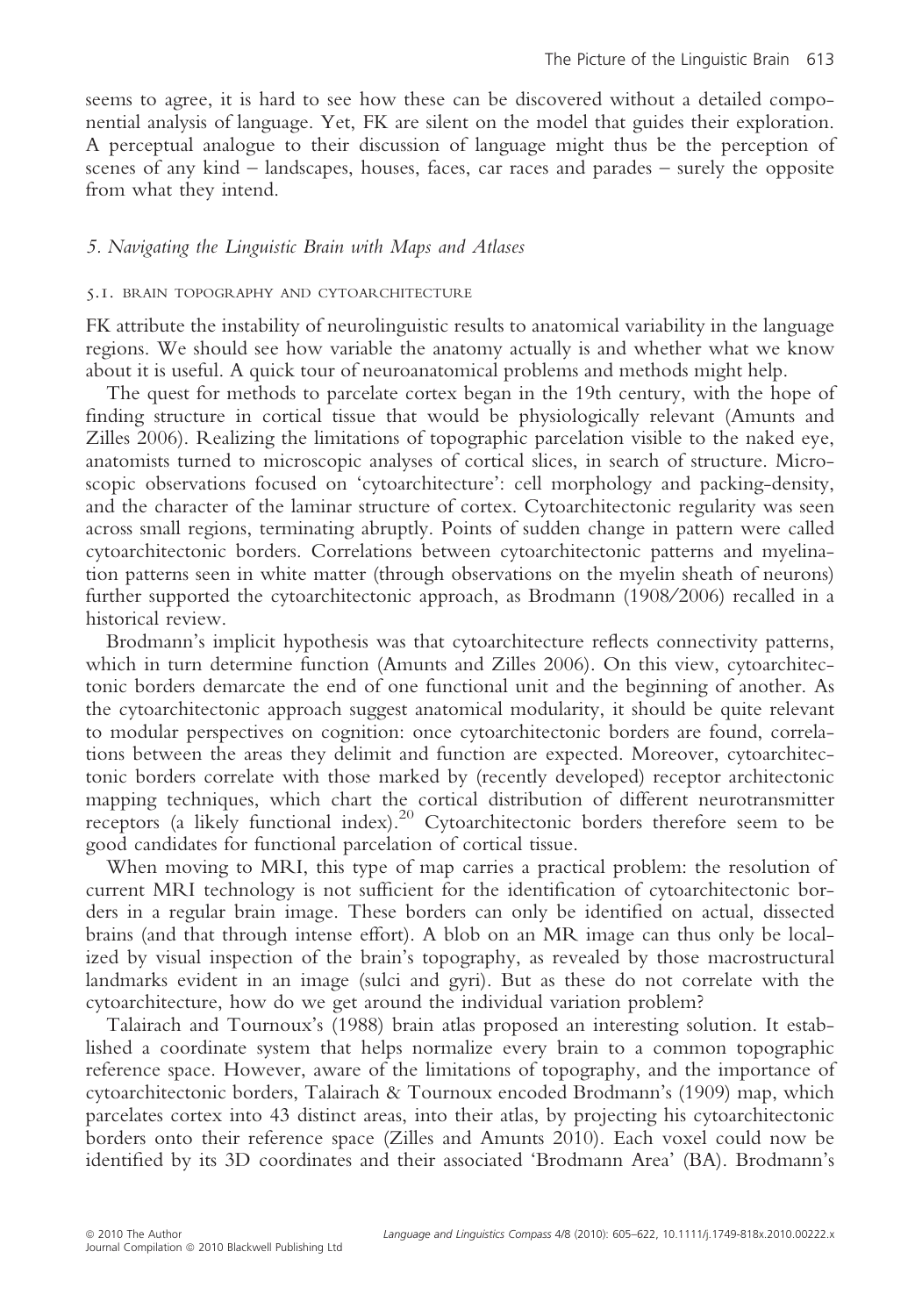seems to agree, it is hard to see how these can be discovered without a detailed componential analysis of language. Yet, FK are silent on the model that guides their exploration. A perceptual analogue to their discussion of language might thus be the perception of scenes of any kind – landscapes, houses, faces, car races and parades – surely the opposite from what they intend.

## *5. Navigating the Linguistic Brain with Maps and Atlases*

### 5.1. Brain topography and cytoarchitecture

FK attribute the instability of neurolinguistic results to anatomical variability in the language regions. We should see how variable the anatomy actually is and whether what we know about it is useful. A quick tour of neuroanatomical problems and methods might help.

The quest for methods to parcelate cortex began in the 19th century, with the hope of finding structure in cortical tissue that would be physiologically relevant (Amunts and Zilles 2006). Realizing the limitations of topographic parcelation visible to the naked eye, anatomists turned to microscopic analyses of cortical slices, in search of structure. Microscopic observations focused on 'cytoarchitecture': cell morphology and packing-density, and the character of the laminar structure of cortex. Cytoarchitectonic regularity was seen across small regions, terminating abruptly. Points of sudden change in pattern were called cytoarchitectonic borders. Correlations between cytoarchitectonic patterns and myelination patterns seen in white matter (through observations on the myelin sheath of neurons) further supported the cytoarchitectonic approach, as Brodmann (1908/2006) recalled in a historical review.

Brodmann's implicit hypothesis was that cytoarchitecture reflects connectivity patterns, which in turn determine function (Amunts and Zilles 2006). On this view, cytoarchitectonic borders demarcate the end of one functional unit and the beginning of another. As the cytoarchitectonic approach suggest anatomical modularity, it should be quite relevant to modular perspectives on cognition: once cytoarchitectonic borders are found, correlations between the areas they delimit and function are expected. Moreover, cytoarchitectonic borders correlate with those marked by (recently developed) receptor architectonic mapping techniques, which chart the cortical distribution of different neurotransmitter receptors (a likely functional index).[20] Cytoarchitectonic borders therefore seem to be good candidates for functional parcelation of cortical tissue.

When moving to MRI, this type of map carries a practical problem: the resolution of current MRI technology is not sufficient for the identification of cytoarchitectonic borders in a regular brain image. These borders can only be identified on actual, dissected brains (and that through intense effort). A blob on an MR image can thus only be localized by visual inspection of the brain's topography, as revealed by those macrostructural landmarks evident in an image (sulci and gyri). But as these do not correlate with the cytoarchitecture, how do we get around the individual variation problem?

Talairach and Tournoux's (1988) brain atlas proposed an interesting solution. It established a coordinate system that helps normalize every brain to a common topographic reference space. However, aware of the limitations of topography, and the importance of cytoarchitectonic borders, Talairach & Tournoux encoded Brodmann's (1909) map, which parcelates cortex into 43 distinct areas, into their atlas, by projecting his cytoarchitectonic borders onto their reference space (Zilles and Amunts 2010). Each voxel could now be identified by its 3D coordinates and their associated 'Brodmann Area' (BA). Brodmann's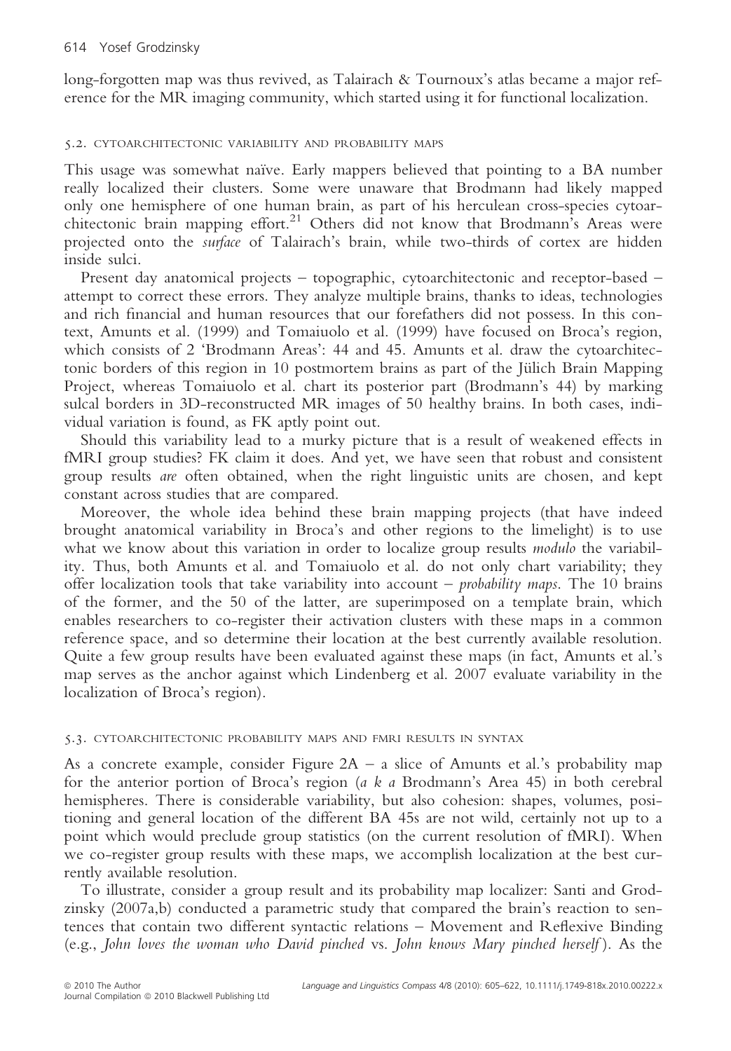long-forgotten map was thus revived, as Talairach & Tournoux's atlas became a major reference for the MR imaging community, which started using it for functional localization.

### 5.2. Cytoarchitectonic variability and probability maps

This usage was somewhat naïve. Early mappers believed that pointing to a BA number really localized their clusters. Some were unaware that Brodmann had likely mapped only one hemisphere of one human brain, as part of his herculean cross-species cytoarchitectonic brain mapping effort.[21] Others did not know that Brodmann's Areas were projected onto the *surface* of Talairach's brain, while two-thirds of cortex are hidden inside sulci.

Present day anatomical projects – topographic, cytoarchitectonic and receptor-based – attempt to correct these errors. They analyze multiple brains, thanks to ideas, technologies and rich financial and human resources that our forefathers did not possess. In this context, Amunts et al. (1999) and Tomaiuolo et al. (1999) have focused on Broca's region, which consists of 2 'Brodmann Areas': 44 and 45. Amunts et al. draw the cytoarchitectonic borders of this region in 10 postmortem brains as part of the Jülich Brain Mapping Project, whereas Tomaiuolo et al. chart its posterior part (Brodmann's 44) by marking sulcal borders in 3D-reconstructed MR images of 50 healthy brains. In both cases, individual variation is found, as FK aptly point out.

Should this variability lead to a murky picture that is a result of weakened effects in fMRI group studies? FK claim it does. And yet, we have seen that robust and consistent group results *are* often obtained, when the right linguistic units are chosen, and kept constant across studies that are compared.

Moreover, the whole idea behind these brain mapping projects (that have indeed brought anatomical variability in Broca's and other regions to the limelight) is to use what we know about this variation in order to localize group results *modulo* the variability. Thus, both Amunts et al. and Tomaiuolo et al. do not only chart variability; they offer localization tools that take variability into account – *probability maps*. The 10 brains of the former, and the 50 of the latter, are superimposed on a template brain, which enables researchers to co-register their activation clusters with these maps in a common reference space, and so determine their location at the best currently available resolution. Quite a few group results have been evaluated against these maps (in fact, Amunts et al.'s map serves as the anchor against which Lindenberg et al. 2007 evaluate variability in the localization of Broca's region).

### 5.3. Cytoarchitectonic probability maps and fMRI results in syntax

As a concrete example, consider Figure 2A – a slice of Amunts et al.'s probability map for the anterior portion of Broca's region (*a k a* Brodmann's Area 45) in both cerebral hemispheres. There is considerable variability, but also cohesion: shapes, volumes, positioning and general location of the different BA 45s are not wild, certainly not up to a point which would preclude group statistics (on the current resolution of fMRI). When we co-register group results with these maps, we accomplish localization at the best currently available resolution.

To illustrate, consider a group result and its probability map localizer: Santi and Grodzinsky (2007a,b) conducted a parametric study that compared the brain's reaction to sentences that contain two different syntactic relations – Movement and Reflexive Binding (e.g., *John loves the woman who David pinched* vs. *John knows Mary pinched herself*). As the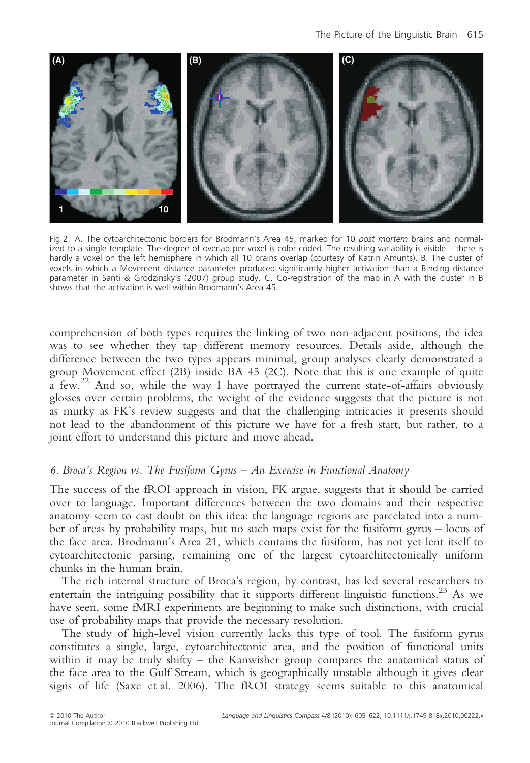Fig 2. A. The cytoarchitectonic borders for Brodmann's Area 45, marked for 10 *post mortem* brains and normalized to a single template. The degree of overlap per voxel is color coded. The resulting variability is visible – there is hardly a voxel on the left hemisphere in which all 10 brains overlap (courtesy of Katrin Amunts). B. The cluster of voxels in which a Movement distance parameter produced significantly higher activation than a Binding distance parameter in Santi & Grodzinsky's (2007) group study. C. Co-registration of the map in A with the cluster in B shows that the activation is well within Brodmann's Area 45.

comprehension of both types requires the linking of two non-adjacent positions, the idea was to see whether they tap different memory resources. Details aside, although the difference between the two types appears minimal, group analyses clearly demonstrated a group Movement effect (2B) inside BA 45 (2C). Note that this is one example of quite a few.[22] And so, while the way I have portrayed the current state-of-affairs obviously glosses over certain problems, the weight of the evidence suggests that the picture is not as murky as FK's review suggests and that the challenging intricacies it presents should not lead to the abandonment of this picture we have for a fresh start, but rather, to a joint effort to understand this picture and move ahead.

### 6. *Broca's Region vs. The Fusiform Gyrus – An Exercise in Functional Anatomy*

The success of the fROI approach in vision, FK argue, suggests that it should be carried over to language. Important differences between the two domains and their respective anatomy seem to cast doubt on this idea: the language regions are parcelated into a number of areas by probability maps, but no such maps exist for the fusiform gyrus – locus of the face area. Brodmann's Area 21, which contains the fusiform, has not yet lent itself to cytoarchitectonic parsing, remaining one of the largest cytoarchitectonically uniform chunks in the human brain.

The rich internal structure of Broca's region, by contrast, has led several researchers to entertain the intriguing possibility that it supports different linguistic functions.[23] As we have seen, some fMRI experiments are beginning to make such distinctions, with crucial use of probability maps that provide the necessary resolution.

The study of high-level vision currently lacks this type of tool. The fusiform gyrus constitutes a single, large, cytoarchitectonic area, and the position of functional units within it may be truly shifty – the Kanwisher group compares the anatomical status of the face area to the Gulf Stream, which is geographically unstable although it gives clear signs of life (Saxe et al. 2006). The fROI strategy seems suitable to this anatomical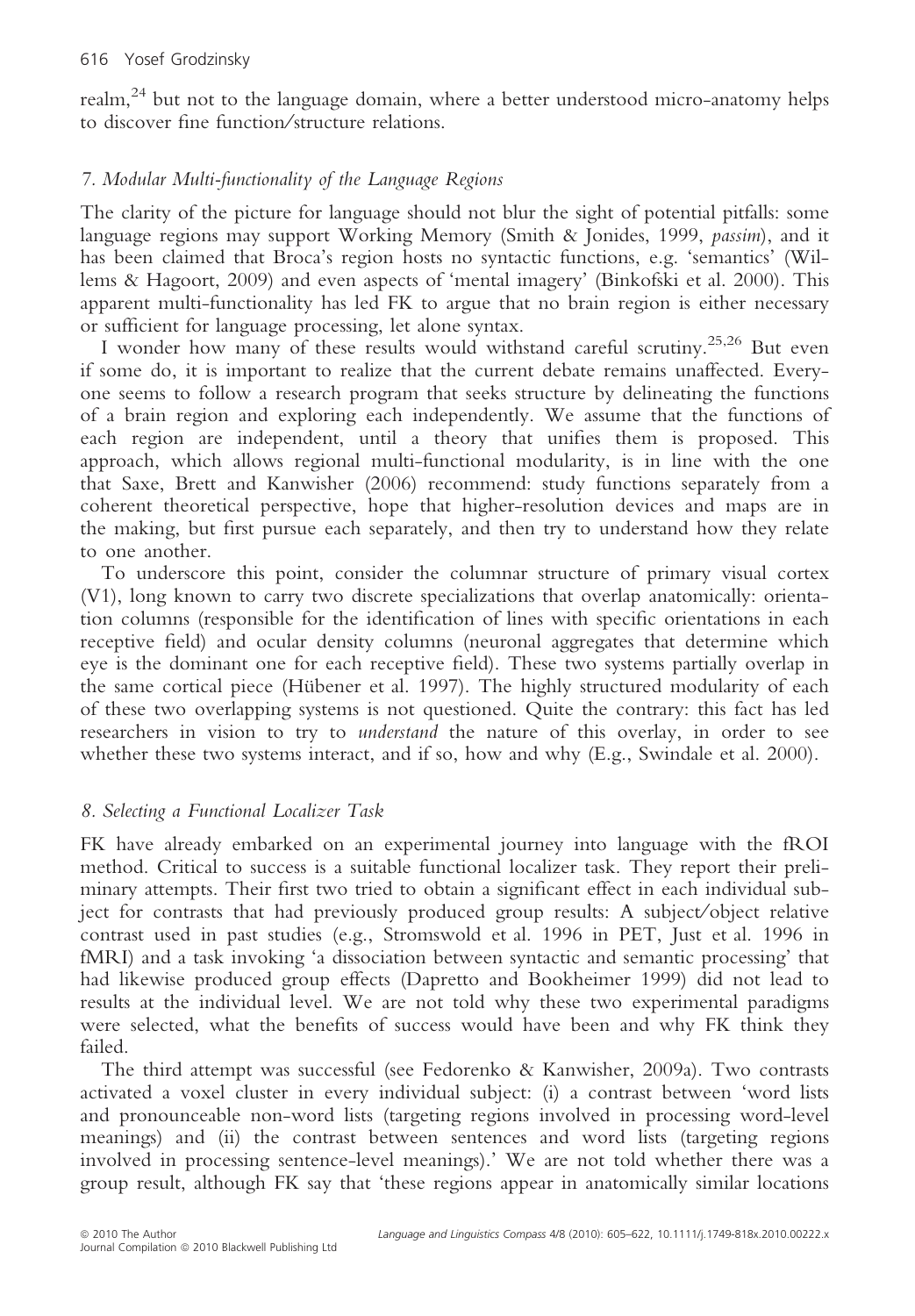realm,[24] but not to the language domain, where a better understood micro-anatomy helps to discover fine function/structure relations.

### *7. Modular Multi-functionality of the Language Regions*

The clarity of the picture for language should not blur the sight of potential pitfalls: some language regions may support Working Memory (Smith & Jonides, 1999, *passim*), and it has been claimed that Broca's region hosts no syntactic functions, e.g. 'semantics' (Willems & Hagoort, 2009) and even aspects of 'mental imagery' (Binkofski et al. 2000). This apparent multi-functionality has led FK to argue that no brain region is either necessary or sufficient for language processing, let alone syntax.

I wonder how many of these results would withstand careful scrutiny.[25,26] But even if some do, it is important to realize that the current debate remains unaffected. Everyone seems to follow a research program that seeks structure by delineating the functions of a brain region and exploring each independently. We assume that the functions of each region are independent, until a theory that unifies them is proposed. This approach, which allows regional multi-functional modularity, is in line with the one that Saxe, Brett and Kanwisher (2006) recommend: study functions separately from a coherent theoretical perspective, hope that higher-resolution devices and maps are in the making, but first pursue each separately, and then try to understand how they relate to one another.

To underscore this point, consider the columnar structure of primary visual cortex (V1), long known to carry two discrete specializations that overlap anatomically: orientation columns (responsible for the identification of lines with specific orientations in each receptive field) and ocular density columns (neuronal aggregates that determine which eye is the dominant one for each receptive field). These two systems partially overlap in the same cortical piece (Hübener et al. 1997). The highly structured modularity of each of these two overlapping systems is not questioned. Quite the contrary: this fact has led researchers in vision to try to *understand* the nature of this overlay, in order to see whether these two systems interact, and if so, how and why (E.g., Swindale et al. 2000).

### *8. Selecting a Functional Localizer Task*

FK have already embarked on an experimental journey into language with the fROI method. Critical to success is a suitable functional localizer task. They report their preliminary attempts. Their first two tried to obtain a significant effect in each individual subject for contrasts that had previously produced group results: A subject/object relative contrast used in past studies (e.g., Stromswold et al. 1996 in PET, Just et al. 1996 in fMRI) and a task invoking 'a dissociation between syntactic and semantic processing' that had likewise produced group effects (Dapretto and Bookheimer 1999) did not lead to results at the individual level. We are not told why these two experimental paradigms were selected, what the benefits of success would have been and why FK think they failed.

The third attempt was successful (see Fedorenko & Kanwisher, 2009a). Two contrasts activated a voxel cluster in every individual subject: (i) a contrast between 'word lists and pronounceable non-word lists (targeting regions involved in processing word-level meanings) and (ii) the contrast between sentences and word lists (targeting regions involved in processing sentence-level meanings).' We are not told whether there was a group result, although FK say that 'these regions appear in anatomically similar locations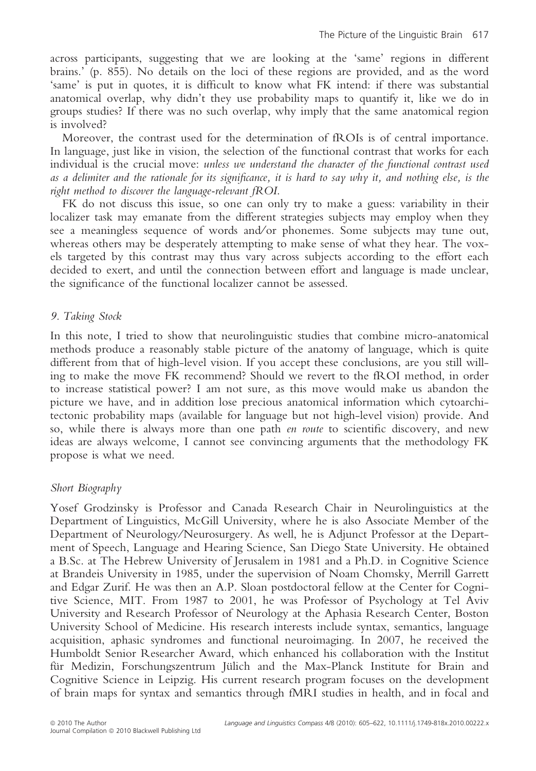across participants, suggesting that we are looking at the 'same' regions in different brains.' (p. 855). No details on the loci of these regions are provided, and as the word 'same' is put in quotes, it is difficult to know what FK intend: if there was substantial anatomical overlap, why didn't they use probability maps to quantify it, like we do in groups studies? If there was no such overlap, why imply that the same anatomical region is involved?

Moreover, the contrast used for the determination of fROIs is of central importance. In language, just like in vision, the selection of the functional contrast that works for each individual is the crucial move: *unless we understand the character of the functional contrast used as a delimiter and the rationale for its significance, it is hard to say why it, and nothing else, is the right method to discover the language-relevant fROI.*

FK do not discuss this issue, so one can only try to make a guess: variability in their localizer task may emanate from the different strategies subjects may employ when they see a meaningless sequence of words and/or phonemes. Some subjects may tune out, whereas others may be desperately attempting to make sense of what they hear. The voxels targeted by this contrast may thus vary across subjects according to the effort each decided to exert, and until the connection between effort and language is made unclear, the significance of the functional localizer cannot be assessed.

## *9. Taking Stock*

In this note, I tried to show that neurolinguistic studies that combine micro-anatomical methods produce a reasonably stable picture of the anatomy of language, which is quite different from that of high-level vision. If you accept these conclusions, are you still willing to make the move FK recommend? Should we revert to the fROI method, in order to increase statistical power? I am not sure, as this move would make us abandon the picture we have, and in addition lose precious anatomical information which cytoarchitectonic probability maps (available for language but not high-level vision) provide. And so, while there is always more than one path *en route* to scientific discovery, and new ideas are always welcome, I cannot see convincing arguments that the methodology FK propose is what we need.

## *Short Biography*

Yosef Grodzinsky is Professor and Canada Research Chair in Neurolinguistics at the Department of Linguistics, McGill University, where he is also Associate Member of the Department of Neurology/Neurosurgery. As well, he is Adjunct Professor at the Department of Speech, Language and Hearing Science, San Diego State University. He obtained a B.Sc. at The Hebrew University of Jerusalem in 1981 and a Ph.D. in Cognitive Science at Brandeis University in 1985, under the supervision of Noam Chomsky, Merrill Garrett and Edgar Zurif. He was then an A.P. Sloan postdoctoral fellow at the Center for Cognitive Science, MIT. From 1987 to 2001, he was Professor of Psychology at Tel Aviv University and Research Professor of Neurology at the Aphasia Research Center, Boston University School of Medicine. His research interests include syntax, semantics, language acquisition, aphasic syndromes and functional neuroimaging. In 2007, he received the Humboldt Senior Researcher Award, which enhanced his collaboration with the Institut für Medizin, Forschungszentrum Jülich and the Max-Planck Institute for Brain and Cognitive Science in Leipzig. His current research program focuses on the development of brain maps for syntax and semantics through fMRI studies in health, and in focal and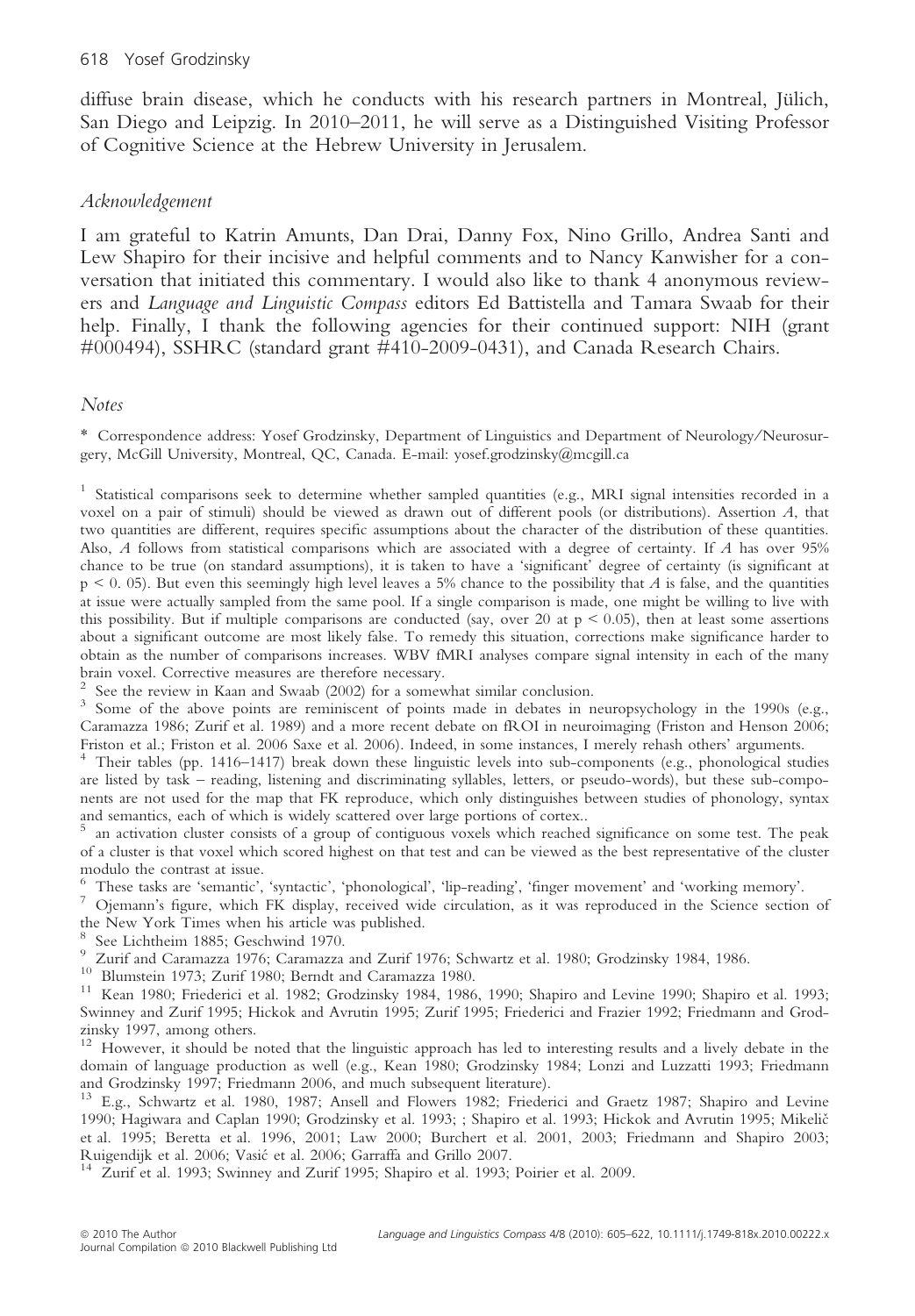diffuse brain disease, which he conducts with his research partners in Montreal, Jülich, San Diego and Leipzig. In 2010–2011, he will serve as a Distinguished Visiting Professor of Cognitive Science at the Hebrew University in Jerusalem.

### *Acknowledgement*

I am grateful to Katrin Amunts, Dan Drai, Danny Fox, Nino Grillo, Andrea Santi and Lew Shapiro for their incisive and helpful comments and to Nancy Kanwisher for a conversation that initiated this commentary. I would also like to thank 4 anonymous reviewers and *Language and Linguistic Compass* editors Ed Battistella and Tamara Swaab for their help. Finally, I thank the following agencies for their continued support: NIH (grant #000494), SSHRC (standard grant #410-2009-0431), and Canada Research Chairs.

### *Notes*

\* Correspondence address: Yosef Grodzinsky, Department of Linguistics and Department of Neurology/Neurosurgery, McGill University, Montreal, QC, Canada. E-mail: yosef.grodzinsky@mcgill.ca

[1] Statistical comparisons seek to determine whether sampled quantities (e.g., MRI signal intensities recorded in a voxel on a pair of stimuli) should be viewed as drawn out of different pools (or distributions). Assertion *A*, that two quantities are different, requires specific assumptions about the character of the distribution of these quantities. Also, *A* follows from statistical comparisons which are associated with a degree of certainty. If *A* has over 95% chance to be true (on standard assumptions), it is taken to have a 'significant' degree of certainty (is significant at $p < 0.05$). But even this seemingly high level leaves a 5% chance to the possibility that *A* is false, and the quantities at issue were actually sampled from the same pool. If a single comparison is made, one might be willing to live with this possibility. But if multiple comparisons are conducted (say, over 20 at $p < 0.05$), then at least some assertions about a significant outcome are most likely false. To remedy this situation, corrections make significance harder to obtain as the number of comparisons increases. WBV fMRI analyses compare signal intensity in each of the many brain voxel. Corrective measures are therefore necessary.

[2] See the review in Kaan and Swaab (2002) for a somewhat similar conclusion.

[3] Some of the above points are reminiscent of points made in debates in neuropsychology in the 1990s (e.g., Caramazza 1986; Zurif et al. 1989) and a more recent debate on fROI in neuroimaging (Friston and Henson 2006; Friston et al.; Friston et al. 2006 Saxe et al. 2006). Indeed, in some instances, I merely rehash others' arguments.

[4] Their tables (pp. 1416–1417) break down these linguistic levels into sub-components (e.g., phonological studies are listed by task – reading, listening and discriminating syllables, letters, or pseudo-words), but these sub-components are not used for the map that FK reproduce, which only distinguishes between studies of phonology, syntax and semantics, each of which is widely scattered over large portions of cortex..

[5] an activation cluster consists of a group of contiguous voxels which reached significance on some test. The peak of a cluster is that voxel which scored highest on that test and can be viewed as the best representative of the cluster modulo the contrast at issue.

[6] These tasks are 'semantic', 'syntactic', 'phonological', 'lip-reading', 'finger movement' and 'working memory'.

[7] Ojemann's figure, which FK display, received wide circulation, as it was reproduced in the Science section of the New York Times when his article was published.

[8] See Lichtheim 1885; Geschwind 1970.

[9] Zurif and Caramazza 1976; Caramazza and Zurif 1976; Schwartz et al. 1980; Grodzinsky 1984, 1986.

[10] Blumstein 1973; Zurif 1980; Berndt and Caramazza 1980.

[11] Kean 1980; Friederici et al. 1982; Grodzinsky 1984, 1986, 1990; Shapiro and Levine 1990; Shapiro et al. 1993; Swinney and Zurif 1995; Hickok and Avrutin 1995; Zurif 1995; Friederici and Frazier 1992; Friedmann and Grodzinsky 1997, among others.

[12] However, it should be noted that the linguistic approach has led to interesting results and a lively debate in the domain of language production as well (e.g., Kean 1980; Grodzinsky 1984; Lonzi and Luzzatti 1993; Friedmann and Grodzinsky 1997; Friedmann 2006, and much subsequent literature).

[13] E.g., Schwartz et al. 1980, 1987; Ansell and Flowers 1982; Friederici and Graetz 1987; Shapiro and Levine 1990; Hagiwara and Caplan 1990; Grodzinsky et al. 1993; ; Shapiro et al. 1993; Hickok and Avrutin 1995; Mikelič et al. 1995; Beretta et al. 1996, 2001; Law 2000; Burchert et al. 2001, 2003; Friedmann and Shapiro 2003; Ruigendijk et al. 2006; Vasić et al. 2006; Garraffa and Grillo 2007.

[14] Zurif et al. 1993; Swinney and Zurif 1995; Shapiro et al. 1993; Poirier et al. 2009.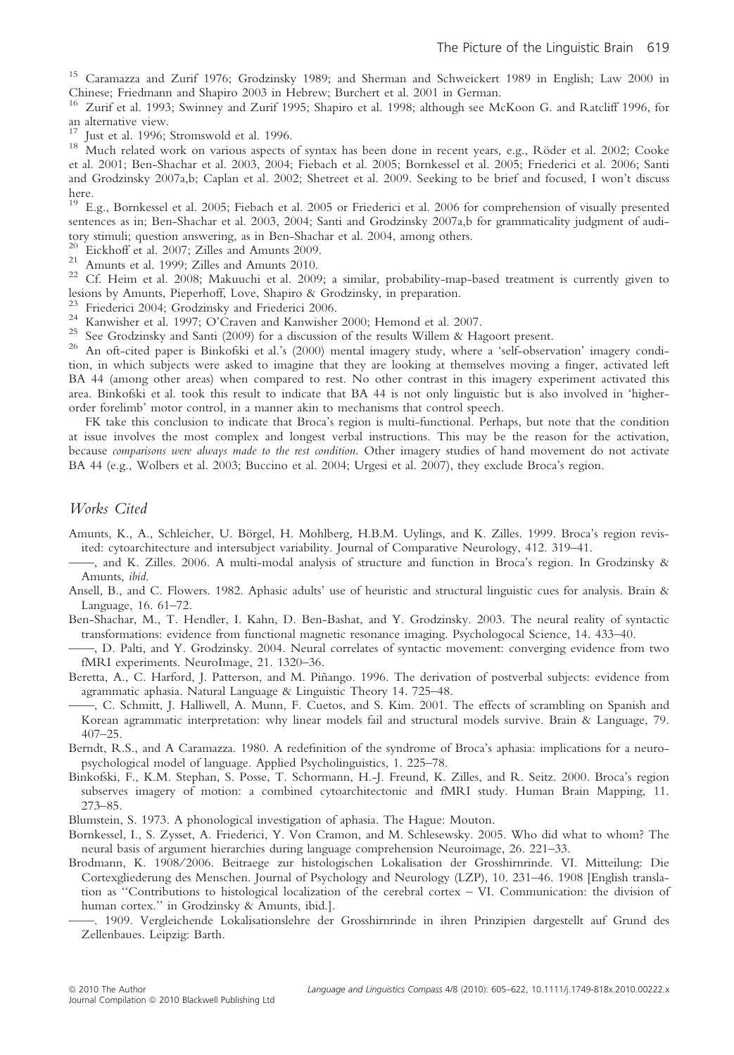[15] Caramazza and Zurif 1976; Grodzinsky 1989; and Sherman and Schweickert 1989 in English; Law 2000 in Chinese; Friedmann and Shapiro 2003 in Hebrew; Burchert et al. 2001 in German.

[16] Zurif et al. 1993; Swinney and Zurif 1995; Shapiro et al. 1998; although see McKoon G. and Ratcliff 1996, for an alternative view.

[17] Just et al. 1996; Stromswold et al. 1996.

[18] Much related work on various aspects of syntax has been done in recent years, e.g., Röder et al. 2002; Cooke et al. 2001; Ben-Shachar et al. 2003, 2004; Fiebach et al. 2005; Bornkessel et al. 2005; Friederici et al. 2006; Santi and Grodzinsky 2007a,b; Caplan et al. 2002; Shetreet et al. 2009. Seeking to be brief and focused, I won't discuss here.

[19] E.g., Bornkessel et al. 2005; Fiebach et al. 2005 or Friederici et al. 2006 for comprehension of visually presented sentences as in; Ben-Shachar et al. 2003, 2004; Santi and Grodzinsky 2007a,b for grammaticality judgment of auditory stimuli; question answering, as in Ben-Shachar et al. 2004, among others.

[20] Eickhoff et al. 2007; Zilles and Amunts 2009.

[21] Amunts et al. 1999; Zilles and Amunts 2010.

[22] Cf. Heim et al. 2008; Makuuchi et al. 2009; a similar, probability-map-based treatment is currently given to lesions by Amunts, Pieperhoff, Love, Shapiro & Grodzinsky, in preparation.

[23] Friederici 2004; Grodzinsky and Friederici 2006.

[24] Kanwisher et al. 1997; O'Craven and Kanwisher 2000; Hemond et al. 2007.

[25] See Grodzinsky and Santi (2009) for a discussion of the results Willem & Hagoort present.

[26] An oft-cited paper is Binkofski et al.'s (2000) mental imagery study, where a 'self-observation' imagery condition, in which subjects were asked to imagine that they are looking at themselves moving a finger, activated left BA 44 (among other areas) when compared to rest. No other contrast in this imagery experiment activated this area. Binkofski et al. took this result to indicate that BA 44 is not only linguistic but is also involved in 'higher-order forelimb' motor control, in a manner akin to mechanisms that control speech.

FK take this conclusion to indicate that Broca's region is multi-functional. Perhaps, but note that the condition at issue involves the most complex and longest verbal instructions. This may be the reason for the activation, because *comparisons were always made to the rest condition*. Other imagery studies of hand movement do not activate BA 44 (e.g., Wolbers et al. 2003; Buccino et al. 2004; Urgesi et al. 2007), they exclude Broca's region.

## Works Cited

Amunts, K., A., Schleicher, U. Börgel, H. Mohlberg, H.B.M. Uylings, and K. Zilles. 1999. Broca's region revisited: cytoarchitecture and intersubject variability. Journal of Comparative Neurology, 412. 319–41.

——, and K. Zilles. 2006. A multi-modal analysis of structure and function in Broca's region. In Grodzinsky & Amunts, *ibid*.

Ansell, B., and C. Flowers. 1982. Aphasic adults' use of heuristic and structural linguistic cues for analysis. Brain & Language, 16. 61–72.

Ben-Shachar, M., T. Hendler, I. Kahn, D. Ben-Bashat, and Y. Grodzinsky. 2003. The neural reality of syntactic transformations: evidence from functional magnetic resonance imaging. Psychologocal Science, 14. 433–40.

——, D. Palti, and Y. Grodzinsky. 2004. Neural correlates of syntactic movement: converging evidence from two fMRI experiments. NeuroImage, 21. 1320–36.

Beretta, A., C. Harford, J. Patterson, and M. Piñango. 1996. The derivation of postverbal subjects: evidence from agrammatic aphasia. Natural Language & Linguistic Theory 14. 725–48.

——, C. Schmitt, J. Halliwell, A. Munn, F. Cuetos, and S. Kim. 2001. The effects of scrambling on Spanish and Korean agrammatic interpretation: why linear models fail and structural models survive. Brain & Language, 79. 407–25.

Berndt, R.S., and A Caramazza. 1980. A redefinition of the syndrome of Broca's aphasia: implications for a neuropsychological model of language. Applied Psycholinguistics, 1. 225–78.

Binkofski, F., K.M. Stephan, S. Posse, T. Schormann, H.-J. Freund, K. Zilles, and R. Seitz. 2000. Broca's region subserves imagery of motion: a combined cytoarchitectonic and fMRI study. Human Brain Mapping, 11. 273–85.

Blumstein, S. 1973. A phonological investigation of aphasia. The Hague: Mouton.

Bornkessel, I., S. Zysset, A. Friederici, Y. Von Cramon, and M. Schlesewsky. 2005. Who did what to whom? The neural basis of argument hierarchies during language comprehension Neuroimage, 26. 221–33.

Brodmann, K. 1908/2006. Beitraege zur histologischen Lokalisation der Grosshirnrinde. VI. Mitteilung: Die Cortexgliederung des Menschen. Journal of Psychology and Neurology (LZP), 10. 231–46. 1908 [English translation as "Contributions to histological localization of the cerebral cortex – VI. Communication: the division of human cortex." in Grodzinsky & Amunts, ibid.].

——. 1909. Vergleichende Lokalisationslehre der Grosshirnrinde in ihren Prinzipien dargestellt auf Grund des Zellenbaues. Leipzig: Barth.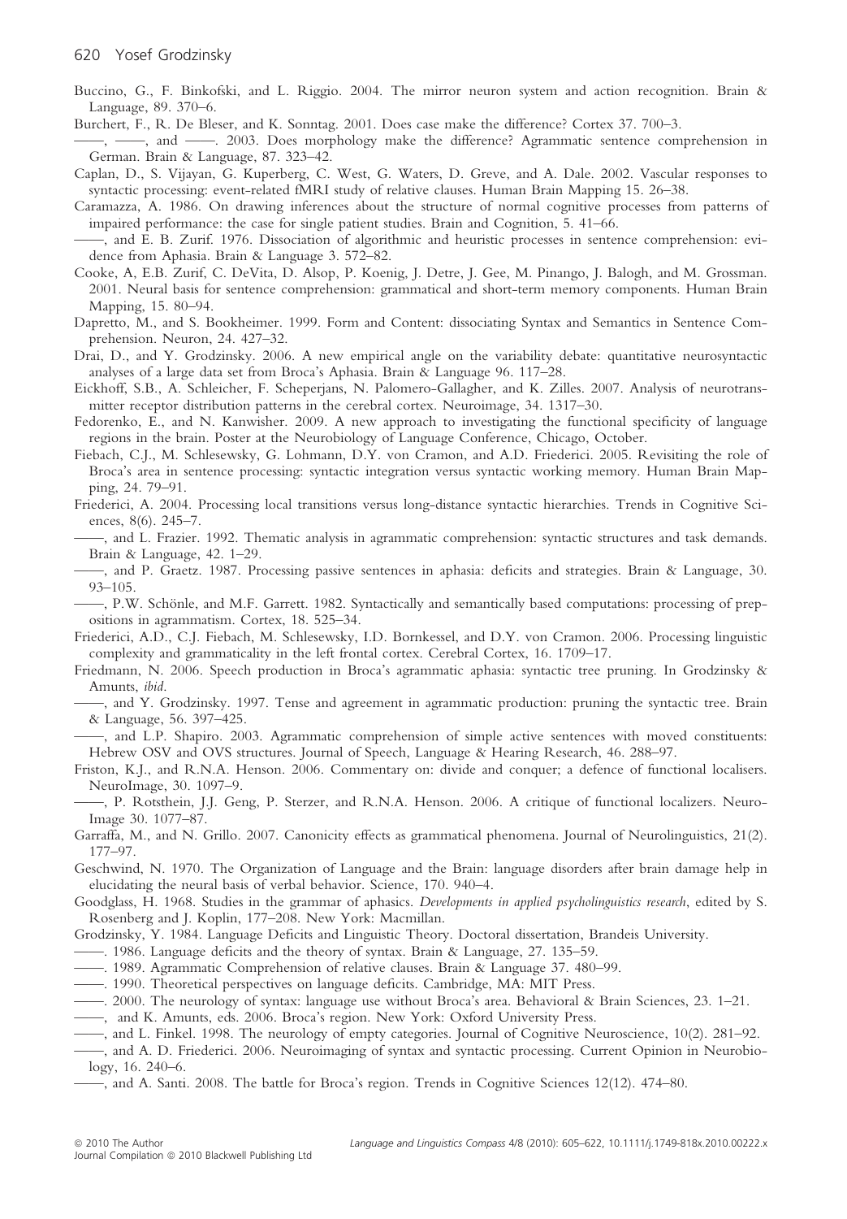Buccino, G., F. Binkofski, and L. Riggio. 2004. The mirror neuron system and action recognition. Brain & Language, 89. 370–6.

Burchert, F., R. De Bleser, and K. Sonntag. 2001. Does case make the difference? Cortex 37. 700–3.

——, ——, and ——. 2003. Does morphology make the difference? Agrammatic sentence comprehension in German. Brain & Language, 87. 323–42.

Caplan, D., S. Vijayan, G. Kuperberg, C. West, G. Waters, D. Greve, and A. Dale. 2002. Vascular responses to syntactic processing: event-related fMRI study of relative clauses. Human Brain Mapping 15. 26–38.

Caramazza, A. 1986. On drawing inferences about the structure of normal cognitive processes from patterns of impaired performance: the case for single patient studies. Brain and Cognition, 5. 41–66.

——, and E. B. Zurif. 1976. Dissociation of algorithmic and heuristic processes in sentence comprehension: evidence from Aphasia. Brain & Language 3. 572–82.

Cooke, A, E.B. Zurif, C. DeVita, D. Alsop, P. Koenig, J. Detre, J. Gee, M. Pinango, J. Balogh, and M. Grossman. 2001. Neural basis for sentence comprehension: grammatical and short-term memory components. Human Brain Mapping, 15. 80–94.

Dapretto, M., and S. Bookheimer. 1999. Form and Content: dissociating Syntax and Semantics in Sentence Comprehension. Neuron, 24. 427–32.

Drai, D., and Y. Grodzinsky. 2006. A new empirical angle on the variability debate: quantitative neurosyntactic analyses of a large data set from Broca's Aphasia. Brain & Language 96. 117–28.

Eickhoff, S.B., A. Schleicher, F. Scheperjans, N. Palomero-Gallagher, and K. Zilles. 2007. Analysis of neurotransmitter receptor distribution patterns in the cerebral cortex. Neuroimage, 34. 1317–30.

Fedorenko, E., and N. Kanwisher. 2009. A new approach to investigating the functional specificity of language regions in the brain. Poster at the Neurobiology of Language Conference, Chicago, October.

Fiebach, C.J., M. Schlesewsky, G. Lohmann, D.Y. von Cramon, and A.D. Friederici. 2005. Revisiting the role of Broca's area in sentence processing: syntactic integration versus syntactic working memory. Human Brain Mapping, 24. 79–91.

Friederici, A. 2004. Processing local transitions versus long-distance syntactic hierarchies. Trends in Cognitive Sciences, 8(6). 245–7.

——, and L. Frazier. 1992. Thematic analysis in agrammatic comprehension: syntactic structures and task demands. Brain & Language, 42. 1–29.

——, and P. Graetz. 1987. Processing passive sentences in aphasia: deficits and strategies. Brain & Language, 30. 93–105.

——, P.W. Schönle, and M.F. Garrett. 1982. Syntactically and semantically based computations: processing of prepositions in agrammatism. Cortex, 18. 525–34.

Friederici, A.D., C.J. Fiebach, M. Schlesewsky, I.D. Bornkessel, and D.Y. von Cramon. 2006. Processing linguistic complexity and grammaticality in the left frontal cortex. Cerebral Cortex, 16. 1709–17.

Friedmann, N. 2006. Speech production in Broca's agrammatic aphasia: syntactic tree pruning. In Grodzinsky & Amunts, *ibid*.

——, and Y. Grodzinsky. 1997. Tense and agreement in agrammatic production: pruning the syntactic tree. Brain & Language, 56. 397–425.

——, and L.P. Shapiro. 2003. Agrammatic comprehension of simple active sentences with moved constituents: Hebrew OSV and OVS structures. Journal of Speech, Language & Hearing Research, 46. 288–97.

Friston, K.J., and R.N.A. Henson. 2006. Commentary on: divide and conquer; a defence of functional localisers. NeuroImage, 30. 1097–9.

——, P. Rotshtein, J.J. Geng, P. Sterzer, and R.N.A. Henson. 2006. A critique of functional localizers. NeuroImage 30. 1077–87.

Garraffa, M., and N. Grillo. 2007. Canonicity effects as grammatical phenomena. Journal of Neurolinguistics, 21(2). 177–97.

Geschwind, N. 1970. The Organization of Language and the Brain: language disorders after brain damage help in elucidating the neural basis of verbal behavior. Science, 170. 940–4.

Goodglass, H. 1968. Studies in the grammar of aphasics. *Developments in applied psycholinguistics research*, edited by S. Rosenberg and J. Koplin, 177–208. New York: Macmillan.

Grodzinsky, Y. 1984. Language Deficits and Linguistic Theory. Doctoral dissertation, Brandeis University.

——. 1986. Language deficits and the theory of syntax. Brain & Language, 27. 135–59.

——. 1989. Agrammatic Comprehension of relative clauses. Brain & Language 37. 480–99.

——. 1990. Theoretical perspectives on language deficits. Cambridge, MA: MIT Press.

——. 2000. The neurology of syntax: language use without Broca's area. Behavioral & Brain Sciences, 23. 1–21.

——, and K. Amunts, eds. 2006. Broca's region. New York: Oxford University Press.

——, and L. Finkel. 1998. The neurology of empty categories. Journal of Cognitive Neuroscience, 10(2). 281–92.

——, and A. D. Friederici. 2006. Neuroimaging of syntax and syntactic processing. Current Opinion in Neurobiology, 16. 240–6.

——, and A. Santi. 2008. The battle for Broca's region. Trends in Cognitive Sciences 12(12). 474–80.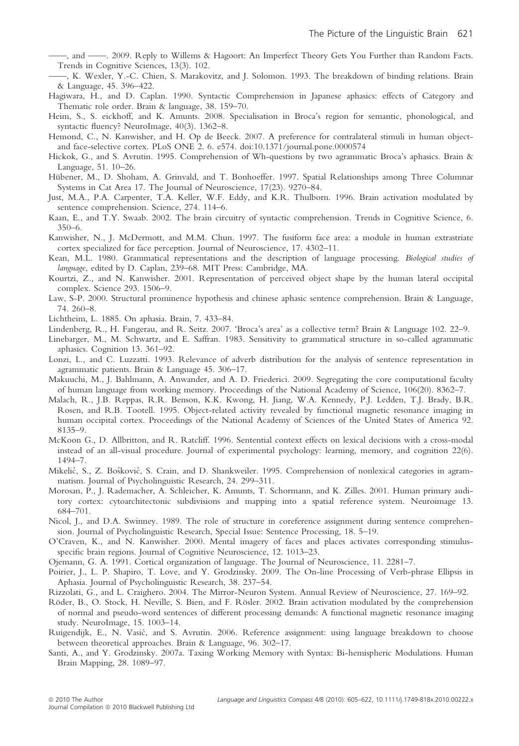——, and ——. 2009. Reply to Willems & Hagoort: An Imperfect Theory Gets You Further than Random Facts. Trends in Cognitive Sciences, 13(3). 102.

——, K. Wexler, Y.-C. Chien, S. Marakovitz, and J. Solomon. 1993. The breakdown of binding relations. Brain & Language, 45. 396–422.

Hagiwara, H., and D. Caplan. 1990. Syntactic Comprehension in Japanese aphasics: effects of Category and Thematic role order. Brain & language, 38. 159–70.

Heim, S., S. eickhoff, and K. Amunts. 2008. Specialisation in Broca's region for semantic, phonological, and syntactic fluency? NeuroImage, 40(3). 1362–8.

Hemond, C., N. Kanwisher, and H. Op de Beeck. 2007. A preference for contralateral stimuli in human object- and face-selective cortex. PLoS ONE 2. 6. e574. doi:10.1371/journal.pone.0000574

Hickok, G., and S. Avrutin. 1995. Comprehension of Wh-questions by two agrammatic Broca's aphasics. Brain & Language, 51. 10–26.

Hübener, M., D. Shoham, A. Grinvald, and T. Bonhoeffer. 1997. Spatial Relationships among Three Columnar Systems in Cat Area 17. The Journal of Neuroscience, 17(23). 9270–84.

Just, M.A., P.A. Carpenter, T.A. Keller, W.F. Eddy, and K.R. Thulborn. 1996. Brain activation modulated by sentence comprehension. Science, 274. 114–6.

Kaan, E., and T.Y. Swaab. 2002. The brain circuitry of syntactic comprehension. Trends in Cognitive Science, 6. 350–6.

Kanwisher, N., J. McDermott, and M.M. Chun. 1997. The fusiform face area: a module in human extrastriate cortex specialized for face perception. Journal of Neuroscience, 17. 4302–11.

Kean, M.L. 1980. Grammatical representations and the description of language processing. *Biological studies of language*, edited by D. Caplan, 239–68. MIT Press: Cambridge, MA.

Kourtzi, Z., and N. Kanwisher. 2001. Representation of perceived object shape by the human lateral occipital complex. Science 293. 1506–9.

Law, S-P. 2000. Structural prominence hypothesis and chinese aphasic sentence comprehension. Brain & Language, 74. 260–8.

Lichtheim, L. 1885. On aphasia. Brain, 7. 433–84.

Lindenberg, R., H. Fangerau, and R. Seitz. 2007. 'Broca's area' as a collective term? Brain & Language 102. 22–9.

Linebarger, M., M. Schwartz, and E. Saffran. 1983. Sensitivity to grammatical structure in so-called agrammatic aphasics. Cognition 13. 361–92.

Lonzi, L., and C. Luzzatti. 1993. Relevance of adverb distribution for the analysis of sentence representation in agrammatic patients. Brain & Language 45. 306–17.

Makuuchi, M., J. Bahlmann, A. Anwander, and A. D. Friederici. 2009. Segregating the core computational faculty of human language from working memory. Proceedings of the National Academy of Science, 106(20). 8362–7.

Malach, R., J.B. Reppas, R.R. Benson, K.K. Kwong, H. Jiang, W.A. Kennedy, P.J. Ledden, T.J. Brady, B.R. Rosen, and R.B. Tootell. 1995. Object-related activity revealed by functional magnetic resonance imaging in human occipital cortex. Proceedings of the National Academy of Sciences of the United States of America 92. 8135–9.

McKoon G., D. Allbritton, and R. Ratcliff. 1996. Sentential context effects on lexical decisions with a cross-modal instead of an all-visual procedure. Journal of experimental psychology: learning, memory, and cognition 22(6). 1494–7.

Mikelič, S., Z. Boškovič, S. Crain, and D. Shankweiler. 1995. Comprehension of nonlexical categories in agrammatism. Journal of Psycholinguistic Research, 24. 299–311.

Morosan, P., J. Rademacher, A. Schleicher, K. Amunts, T. Schormann, and K. Zilles. 2001. Human primary auditory cortex: cytoarchitectonic subdivisions and mapping into a spatial reference system. Neuroimage 13. 684–701.

Nicol, J., and D.A. Swinney. 1989. The role of structure in coreference assignment during sentence comprehension. Journal of Psycholinguistic Research, Special Issue: Sentence Processing, 18. 5–19.

O'Craven, K., and N. Kanwisher. 2000. Mental imagery of faces and places activates corresponding stimulus-specific brain regions. Journal of Cognitive Neuroscience, 12. 1013–23.

Ojemann, G. A. 1991. Cortical organization of language. The Journal of Neuroscience, 11. 2281–7.

Poirier, J., L. P. Shapiro, T. Love, and Y. Grodzinsky. 2009. The On-line Processing of Verb-phrase Ellipsis in Aphasia. Journal of Psycholinguistic Research, 38. 237–54.

Rizzolati, G., and L. Craighero. 2004. The Mirror-Neuron System. Annual Review of Neuroscience, 27. 169–92.

Röder, B., O. Stock, H. Neville, S. Bien, and F. Rösler. 2002. Brain activation modulated by the comprehension of normal and pseudo-word sentences of different processing demands: A functional magnetic resonance imaging study. NeuroImage, 15. 1003–14.

Ruigendijk, E., N. Vasić, and S. Avrutin. 2006. Reference assignment: using language breakdown to choose between theoretical approaches. Brain & Language, 96. 302–17.

Santi, A., and Y. Grodzinsky. 2007a. Taxing Working Memory with Syntax: Bi-hemispheric Modulations. Human Brain Mapping, 28. 1089–97.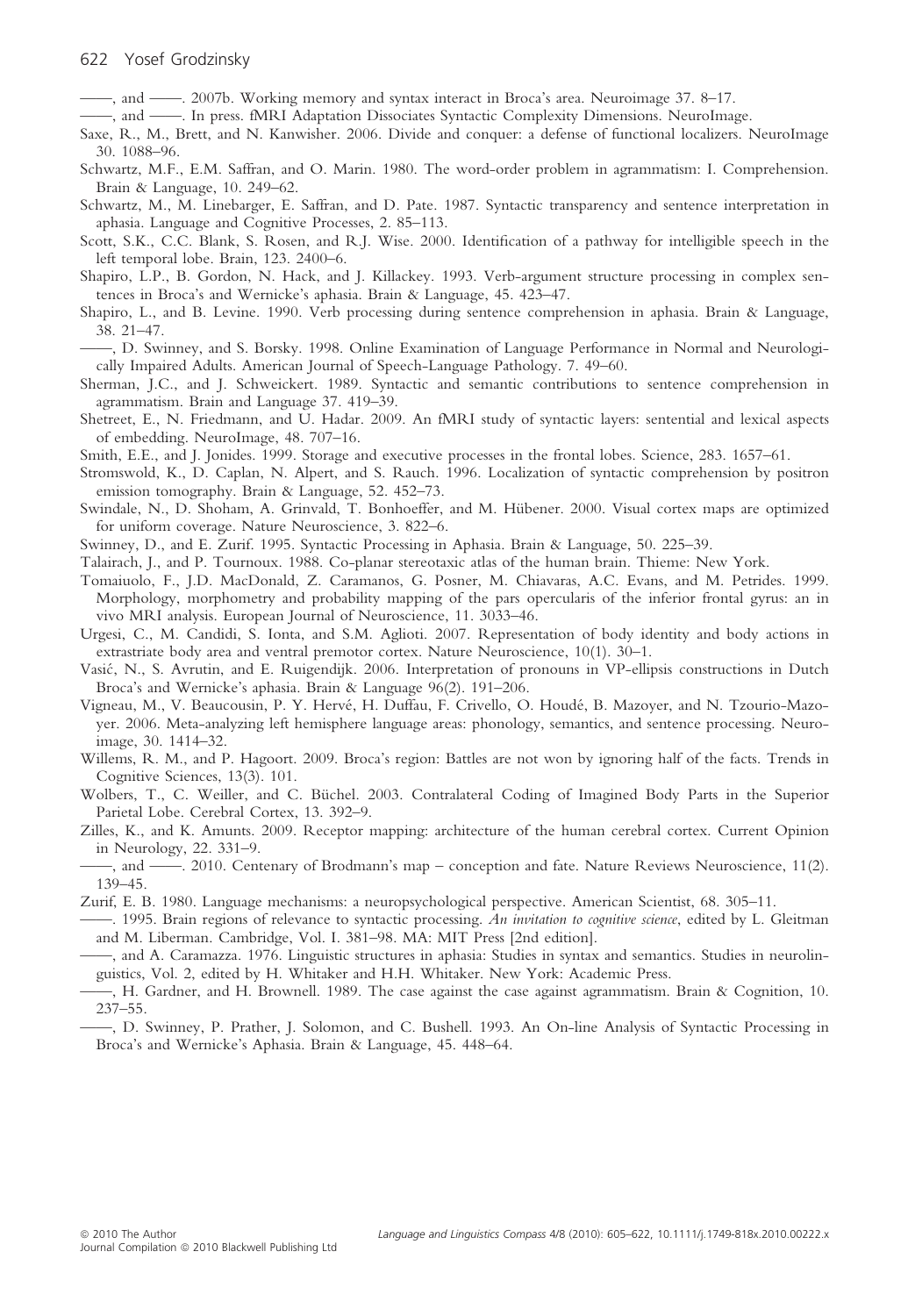——, and ——. 2007b. Working memory and syntax interact in Broca's area. Neuroimage 37. 8–17.

——, and ——. In press. fMRI Adaptation Dissociates Syntactic Complexity Dimensions. NeuroImage.

Saxe, R., M., Brett, and N. Kanwisher. 2006. Divide and conquer: a defense of functional localizers. NeuroImage 30. 1088–96.

Schwartz, M.F., E.M. Saffran, and O. Marin. 1980. The word-order problem in agrammatism: I. Comprehension. Brain & Language, 10. 249–62.

Schwartz, M., M. Linebarger, E. Saffran, and D. Pate. 1987. Syntactic transparency and sentence interpretation in aphasia. Language and Cognitive Processes, 2. 85–113.

Scott, S.K., C.C. Blank, S. Rosen, and R.J. Wise. 2000. Identification of a pathway for intelligible speech in the left temporal lobe. Brain, 123. 2400–6.

Shapiro, L.P., B. Gordon, N. Hack, and J. Killackey. 1993. Verb-argument structure processing in complex sentences in Broca's and Wernicke's aphasia. Brain & Language, 45. 423–47.

Shapiro, L., and B. Levine. 1990. Verb processing during sentence comprehension in aphasia. Brain & Language, 38. 21–47.

——, D. Swinney, and S. Borsky. 1998. Online Examination of Language Performance in Normal and Neurologically Impaired Adults. American Journal of Speech-Language Pathology. 7. 49–60.

Sherman, J.C., and J. Schweickert. 1989. Syntactic and semantic contributions to sentence comprehension in agrammatism. Brain and Language 37. 419–39.

Shetreet, E., N. Friedmann, and U. Hadar. 2009. An fMRI study of syntactic layers: sentential and lexical aspects of embedding. NeuroImage, 48. 707–16.

Smith, E.E., and J. Jonides. 1999. Storage and executive processes in the frontal lobes. Science, 283. 1657–61.

Stromswold, K., D. Caplan, N. Alpert, and S. Rauch. 1996. Localization of syntactic comprehension by positron emission tomography. Brain & Language, 52. 452–73.

Swindale, N., D. Shoham, A. Grinvald, T. Bonhoeffer, and M. Hübener. 2000. Visual cortex maps are optimized for uniform coverage. Nature Neuroscience, 3. 822–6.

Swinney, D., and E. Zurif. 1995. Syntactic Processing in Aphasia. Brain & Language, 50. 225–39.

Talairach, J., and P. Tournoux. 1988. Co-planar stereotaxic atlas of the human brain. Thieme: New York.

Tomaiuolo, F., J.D. MacDonald, Z. Caramanos, G. Posner, M. Chiavaras, A.C. Evans, and M. Petrides. 1999. Morphology, morphometry and probability mapping of the pars opercularis of the inferior frontal gyrus: an in vivo MRI analysis. European Journal of Neuroscience, 11. 3033–46.

Urgesi, C., M. Candidi, S. Ionta, and S.M. Aglioti. 2007. Representation of body identity and body actions in extrastriate body area and ventral premotor cortex. Nature Neuroscience, 10(1). 30–1.

Vasić, N., S. Avrutin, and E. Ruigendijk. 2006. Interpretation of pronouns in VP-ellipsis constructions in Dutch Broca's and Wernicke's aphasia. Brain & Language 96(2). 191–206.

Vigneau, M., V. Beaucousin, P. Y. Hervé, H. Duffau, F. Crivello, O. Houdé, B. Mazoyer, and N. Tzourio-Mazoyer. 2006. Meta-analyzing left hemisphere language areas: phonology, semantics, and sentence processing. Neuroimage, 30. 1414–32.

Willems, R. M., and P. Hagoort. 2009. Broca's region: Battles are not won by ignoring half of the facts. Trends in Cognitive Sciences, 13(3). 101.

Wolbers, T., C. Weiller, and C. Büchel. 2003. Contralateral Coding of Imagined Body Parts in the Superior Parietal Lobe. Cerebral Cortex, 13. 392–9.

Zilles, K., and K. Amunts. 2009. Receptor mapping: architecture of the human cerebral cortex. Current Opinion in Neurology, 22. 331–9.

——, and ——. 2010. Centenary of Brodmann's map – conception and fate. Nature Reviews Neuroscience, 11(2). 139–45.

Zurif, E. B. 1980. Language mechanisms: a neuropsychological perspective. American Scientist, 68. 305–11.

——. 1995. Brain regions of relevance to syntactic processing. *An invitation to cognitive science*, edited by L. Gleitman and M. Liberman. Cambridge, Vol. I. 381–98. MA: MIT Press [2nd edition].

——, and A. Caramazza. 1976. Linguistic structures in aphasia: Studies in syntax and semantics. Studies in neurolinguistics, Vol. 2, edited by H. Whitaker and H.H. Whitaker. New York: Academic Press.

——, H. Gardner, and H. Brownell. 1989. The case against the case against agrammatism. Brain & Cognition, 10. 237–55.

——, D. Swinney, P. Prather, J. Solomon, and C. Bushell. 1993. An On-line Analysis of Syntactic Processing in Broca's and Wernicke's Aphasia. Brain & Language, 45. 448–64.